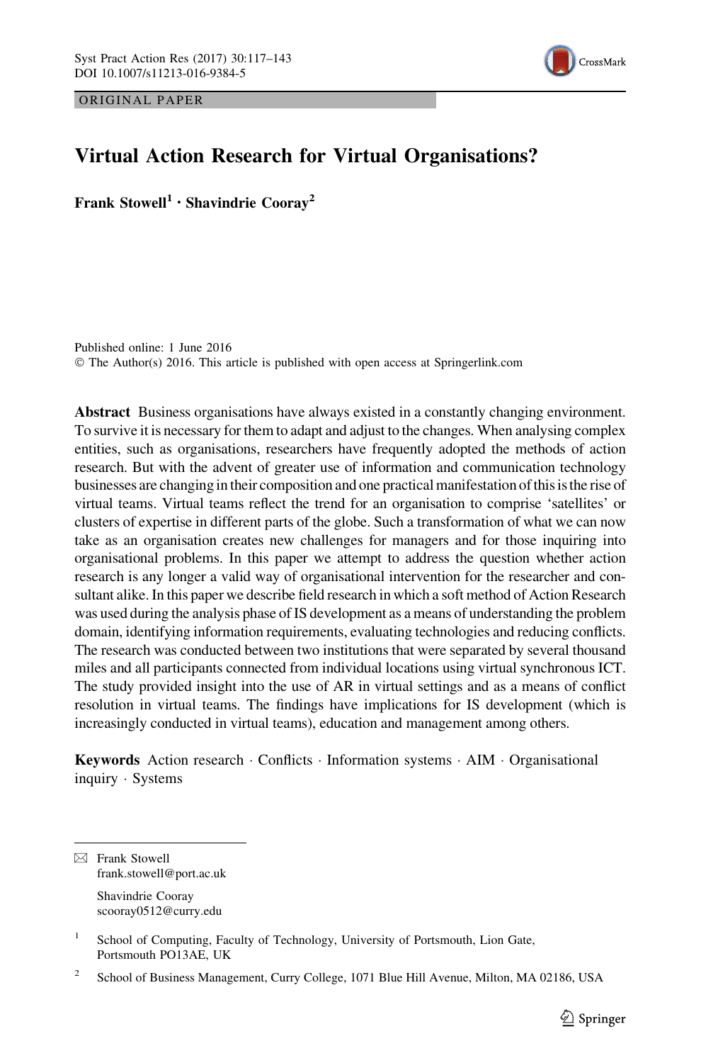ORIGINAL PAPER

# Virtual Action Research for Virtual Organisations?

**Frank Stowell[1] · Shavindrie Cooray[2]**

Published online: 1 June 2016
© The Author(s) 2016. This article is published with open access at Springerlink.com

**Abstract** Business organisations have always existed in a constantly changing environment. To survive it is necessary for them to adapt and adjust to the changes. When analysing complex entities, such as organisations, researchers have frequently adopted the methods of action research. But with the advent of greater use of information and communication technology businesses are changing in their composition and one practical manifestation of this is the rise of virtual teams. Virtual teams reflect the trend for an organisation to comprise 'satellites' or clusters of expertise in different parts of the globe. Such a transformation of what we can now take as an organisation creates new challenges for managers and for those inquiring into organisational problems. In this paper we attempt to address the question whether action research is any longer a valid way of organisational intervention for the researcher and consultant alike. In this paper we describe field research in which a soft method of Action Research was used during the analysis phase of IS development as a means of understanding the problem domain, identifying information requirements, evaluating technologies and reducing conflicts. The research was conducted between two institutions that were separated by several thousand miles and all participants connected from individual locations using virtual synchronous ICT. The study provided insight into the use of AR in virtual settings and as a means of conflict resolution in virtual teams. The findings have implications for IS development (which is increasingly conducted in virtual teams), education and management among others.

**Keywords** Action research · Conflicts · Information systems · AIM · Organisational inquiry · Systems

✉ Frank Stowell
frank.stowell@port.ac.uk

Shavindrie Cooray
scooray0512@curry.edu

[1] School of Computing, Faculty of Technology, University of Portsmouth, Lion Gate, Portsmouth PO13AE, UK

[2] School of Business Management, Curry College, 1071 Blue Hill Avenue, Milton, MA 02186, USA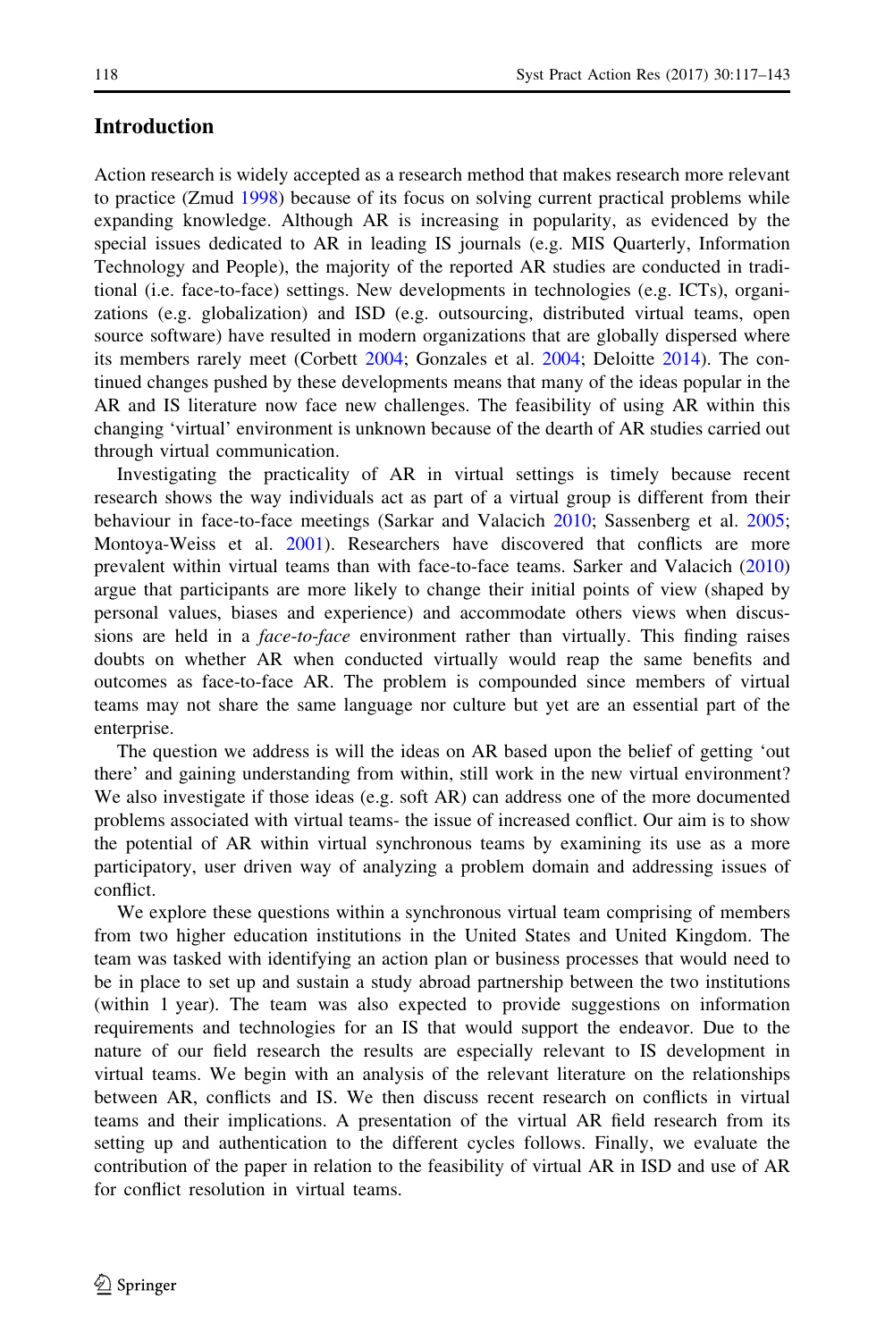## Introduction

Action research is widely accepted as a research method that makes research more relevant to practice (Zmud 1998) because of its focus on solving current practical problems while expanding knowledge. Although AR is increasing in popularity, as evidenced by the special issues dedicated to AR in leading IS journals (e.g. MIS Quarterly, Information Technology and People), the majority of the reported AR studies are conducted in traditional (i.e. face-to-face) settings. New developments in technologies (e.g. ICTs), organizations (e.g. globalization) and ISD (e.g. outsourcing, distributed virtual teams, open source software) have resulted in modern organizations that are globally dispersed where its members rarely meet (Corbett 2004; Gonzales et al. 2004; Deloitte 2014). The continued changes pushed by these developments means that many of the ideas popular in the AR and IS literature now face new challenges. The feasibility of using AR within this changing 'virtual' environment is unknown because of the dearth of AR studies carried out through virtual communication.

Investigating the practicality of AR in virtual settings is timely because recent research shows the way individuals act as part of a virtual group is different from their behaviour in face-to-face meetings (Sarkar and Valacich 2010; Sassenberg et al. 2005; Montoya-Weiss et al. 2001). Researchers have discovered that conflicts are more prevalent within virtual teams than with face-to-face teams. Sarker and Valacich (2010) argue that participants are more likely to change their initial points of view (shaped by personal values, biases and experience) and accommodate others views when discussions are held in a *face-to-face* environment rather than virtually. This finding raises doubts on whether AR when conducted virtually would reap the same benefits and outcomes as face-to-face AR. The problem is compounded since members of virtual teams may not share the same language nor culture but yet are an essential part of the enterprise.

The question we address is will the ideas on AR based upon the belief of getting 'out there' and gaining understanding from within, still work in the new virtual environment? We also investigate if those ideas (e.g. soft AR) can address one of the more documented problems associated with virtual teams- the issue of increased conflict. Our aim is to show the potential of AR within virtual synchronous teams by examining its use as a more participatory, user driven way of analyzing a problem domain and addressing issues of conflict.

We explore these questions within a synchronous virtual team comprising of members from two higher education institutions in the United States and United Kingdom. The team was tasked with identifying an action plan or business processes that would need to be in place to set up and sustain a study abroad partnership between the two institutions (within 1 year). The team was also expected to provide suggestions on information requirements and technologies for an IS that would support the endeavor. Due to the nature of our field research the results are especially relevant to IS development in virtual teams. We begin with an analysis of the relevant literature on the relationships between AR, conflicts and IS. We then discuss recent research on conflicts in virtual teams and their implications. A presentation of the virtual AR field research from its setting up and authentication to the different cycles follows. Finally, we evaluate the contribution of the paper in relation to the feasibility of virtual AR in ISD and use of AR for conflict resolution in virtual teams.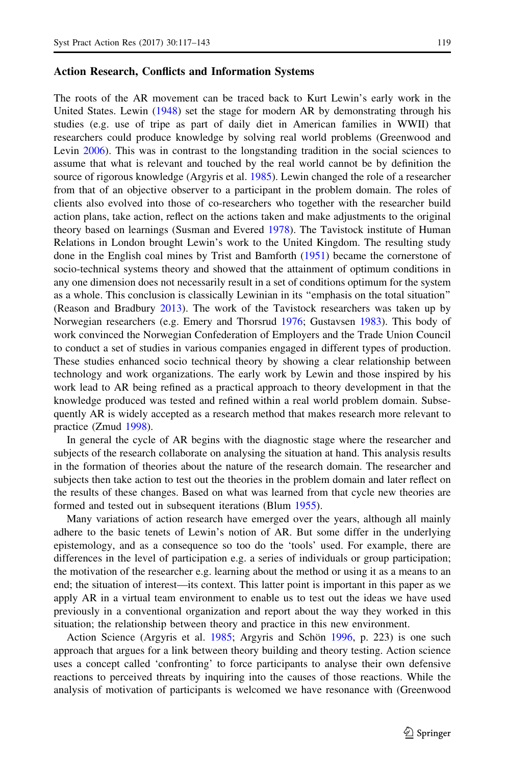### Action Research, Conflicts and Information Systems

The roots of the AR movement can be traced back to Kurt Lewin's early work in the United States. Lewin (1948) set the stage for modern AR by demonstrating through his studies (e.g. use of tripe as part of daily diet in American families in WWII) that researchers could produce knowledge by solving real world problems (Greenwood and Levin 2006). This was in contrast to the longstanding tradition in the social sciences to assume that what is relevant and touched by the real world cannot be by definition the source of rigorous knowledge (Argyris et al. 1985). Lewin changed the role of a researcher from that of an objective observer to a participant in the problem domain. The roles of clients also evolved into those of co-researchers who together with the researcher build action plans, take action, reflect on the actions taken and make adjustments to the original theory based on learnings (Susman and Evered 1978). The Tavistock institute of Human Relations in London brought Lewin's work to the United Kingdom. The resulting study done in the English coal mines by Trist and Bamforth (1951) became the cornerstone of socio-technical systems theory and showed that the attainment of optimum conditions in any one dimension does not necessarily result in a set of conditions optimum for the system as a whole. This conclusion is classically Lewinian in its "emphasis on the total situation" (Reason and Bradbury 2013). The work of the Tavistock researchers was taken up by Norwegian researchers (e.g. Emery and Thorsrud 1976; Gustavsen 1983). This body of work convinced the Norwegian Confederation of Employers and the Trade Union Council to conduct a set of studies in various companies engaged in different types of production. These studies enhanced socio technical theory by showing a clear relationship between technology and work organizations. The early work by Lewin and those inspired by his work lead to AR being refined as a practical approach to theory development in that the knowledge produced was tested and refined within a real world problem domain. Subsequently AR is widely accepted as a research method that makes research more relevant to practice (Zmud 1998).

In general the cycle of AR begins with the diagnostic stage where the researcher and subjects of the research collaborate on analysing the situation at hand. This analysis results in the formation of theories about the nature of the research domain. The researcher and subjects then take action to test out the theories in the problem domain and later reflect on the results of these changes. Based on what was learned from that cycle new theories are formed and tested out in subsequent iterations (Blum 1955).

Many variations of action research have emerged over the years, although all mainly adhere to the basic tenets of Lewin's notion of AR. But some differ in the underlying epistemology, and as a consequence so too do the 'tools' used. For example, there are differences in the level of participation e.g. a series of individuals or group participation; the motivation of the researcher e.g. learning about the method or using it as a means to an end; the situation of interest—its context. This latter point is important in this paper as we apply AR in a virtual team environment to enable us to test out the ideas we have used previously in a conventional organization and report about the way they worked in this situation; the relationship between theory and practice in this new environment.

Action Science (Argyris et al. 1985; Argyris and Schön 1996, p. 223) is one such approach that argues for a link between theory building and theory testing. Action science uses a concept called 'confronting' to force participants to analyse their own defensive reactions to perceived threats by inquiring into the causes of those reactions. While the analysis of motivation of participants is welcomed we have resonance with (Greenwood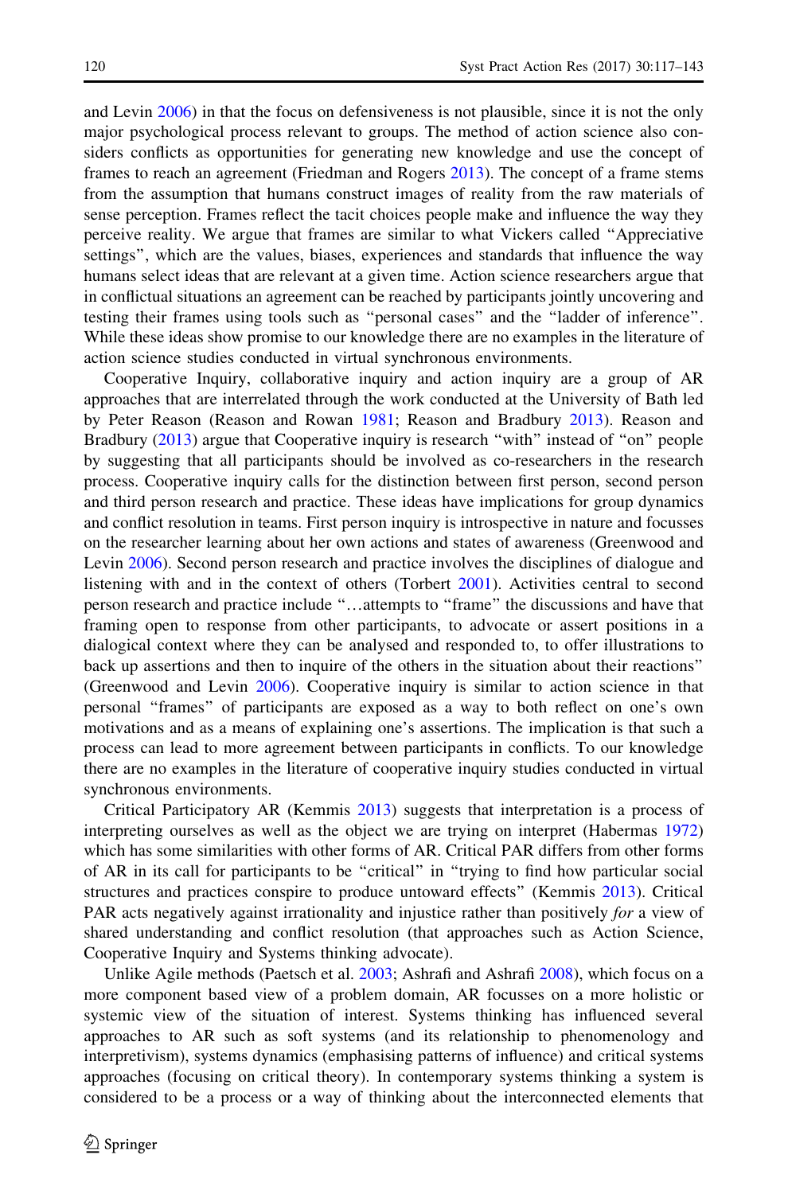and Levin 2006) in that the focus on defensiveness is not plausible, since it is not the only major psychological process relevant to groups. The method of action science also considers conflicts as opportunities for generating new knowledge and use the concept of frames to reach an agreement (Friedman and Rogers 2013). The concept of a frame stems from the assumption that humans construct images of reality from the raw materials of sense perception. Frames reflect the tacit choices people make and influence the way they perceive reality. We argue that frames are similar to what Vickers called "Appreciative settings", which are the values, biases, experiences and standards that influence the way humans select ideas that are relevant at a given time. Action science researchers argue that in conflictual situations an agreement can be reached by participants jointly uncovering and testing their frames using tools such as "personal cases" and the "ladder of inference". While these ideas show promise to our knowledge there are no examples in the literature of action science studies conducted in virtual synchronous environments.

Cooperative Inquiry, collaborative inquiry and action inquiry are a group of AR approaches that are interrelated through the work conducted at the University of Bath led by Peter Reason (Reason and Rowan 1981; Reason and Bradbury 2013). Reason and Bradbury (2013) argue that Cooperative inquiry is research "with" instead of "on" people by suggesting that all participants should be involved as co-researchers in the research process. Cooperative inquiry calls for the distinction between first person, second person and third person research and practice. These ideas have implications for group dynamics and conflict resolution in teams. First person inquiry is introspective in nature and focusses on the researcher learning about her own actions and states of awareness (Greenwood and Levin 2006). Second person research and practice involves the disciplines of dialogue and listening with and in the context of others (Torbert 2001). Activities central to second person research and practice include "…attempts to "frame" the discussions and have that framing open to response from other participants, to advocate or assert positions in a dialogical context where they can be analysed and responded to, to offer illustrations to back up assertions and then to inquire of the others in the situation about their reactions" (Greenwood and Levin 2006). Cooperative inquiry is similar to action science in that personal "frames" of participants are exposed as a way to both reflect on one's own motivations and as a means of explaining one's assertions. The implication is that such a process can lead to more agreement between participants in conflicts. To our knowledge there are no examples in the literature of cooperative inquiry studies conducted in virtual synchronous environments.

Critical Participatory AR (Kemmis 2013) suggests that interpretation is a process of interpreting ourselves as well as the object we are trying on interpret (Habermas 1972) which has some similarities with other forms of AR. Critical PAR differs from other forms of AR in its call for participants to be "critical" in "trying to find how particular social structures and practices conspire to produce untoward effects" (Kemmis 2013). Critical PAR acts negatively against irrationality and injustice rather than positively *for* a view of shared understanding and conflict resolution (that approaches such as Action Science, Cooperative Inquiry and Systems thinking advocate).

Unlike Agile methods (Paetsch et al. 2003; Ashrafi and Ashrafi 2008), which focus on a more component based view of a problem domain, AR focusses on a more holistic or systemic view of the situation of interest. Systems thinking has influenced several approaches to AR such as soft systems (and its relationship to phenomenology and interpretivism), systems dynamics (emphasising patterns of influence) and critical systems approaches (focusing on critical theory). In contemporary systems thinking a system is considered to be a process or a way of thinking about the interconnected elements that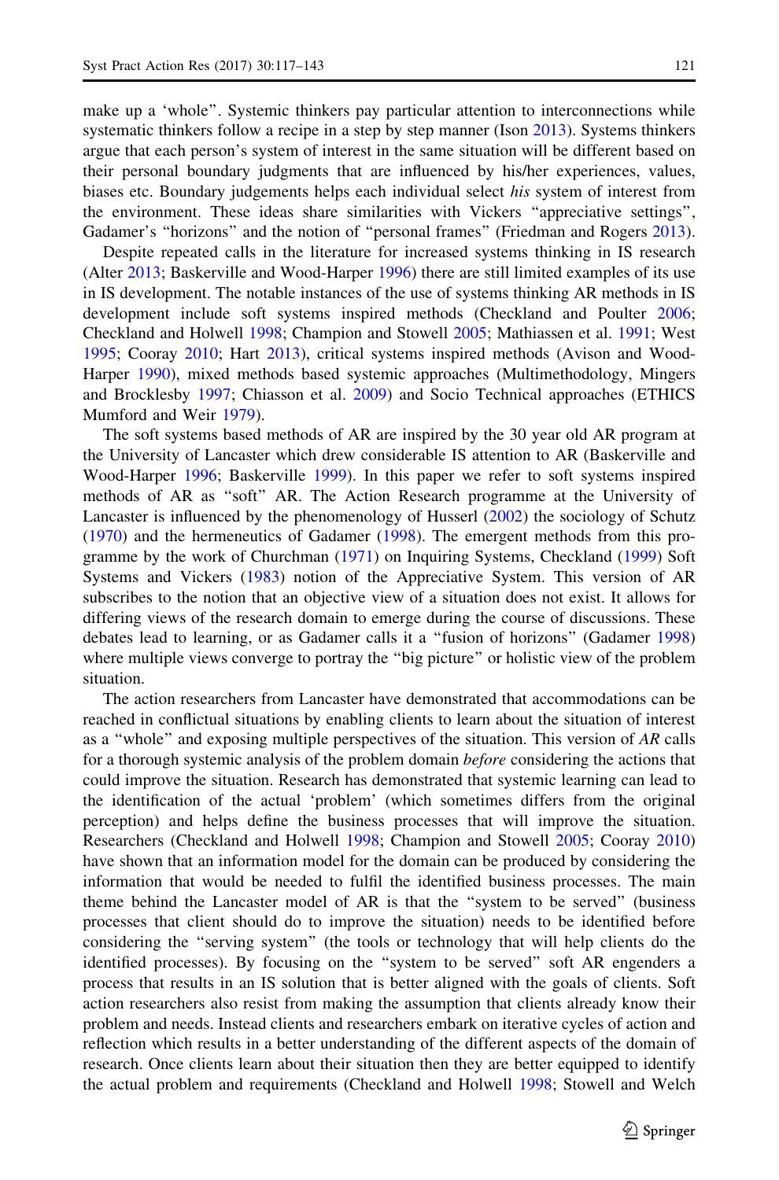make up a 'whole". Systemic thinkers pay particular attention to interconnections while systematic thinkers follow a recipe in a step by step manner (Ison 2013). Systems thinkers argue that each person's system of interest in the same situation will be different based on their personal boundary judgments that are influenced by his/her experiences, values, biases etc. Boundary judgements helps each individual select *his* system of interest from the environment. These ideas share similarities with Vickers "appreciative settings", Gadamer's "horizons" and the notion of "personal frames" (Friedman and Rogers 2013).

Despite repeated calls in the literature for increased systems thinking in IS research (Alter 2013; Baskerville and Wood-Harper 1996) there are still limited examples of its use in IS development. The notable instances of the use of systems thinking AR methods in IS development include soft systems inspired methods (Checkland and Poulter 2006; Checkland and Holwell 1998; Champion and Stowell 2005; Mathiassen et al. 1991; West 1995; Cooray 2010; Hart 2013), critical systems inspired methods (Avison and Wood-Harper 1990), mixed methods based systemic approaches (Multimethodology, Mingers and Brocklesby 1997; Chiasson et al. 2009) and Socio Technical approaches (ETHICS Mumford and Weir 1979).

The soft systems based methods of AR are inspired by the 30 year old AR program at the University of Lancaster which drew considerable IS attention to AR (Baskerville and Wood-Harper 1996; Baskerville 1999). In this paper we refer to soft systems inspired methods of AR as "soft" AR. The Action Research programme at the University of Lancaster is influenced by the phenomenology of Husserl (2002) the sociology of Schutz (1970) and the hermeneutics of Gadamer (1998). The emergent methods from this programme by the work of Churchman (1971) on Inquiring Systems, Checkland (1999) Soft Systems and Vickers (1983) notion of the Appreciative System. This version of AR subscribes to the notion that an objective view of a situation does not exist. It allows for differing views of the research domain to emerge during the course of discussions. These debates lead to learning, or as Gadamer calls it a "fusion of horizons" (Gadamer 1998) where multiple views converge to portray the "big picture" or holistic view of the problem situation.

The action researchers from Lancaster have demonstrated that accommodations can be reached in conflictual situations by enabling clients to learn about the situation of interest as a "whole" and exposing multiple perspectives of the situation. This version of *AR* calls for a thorough systemic analysis of the problem domain *before* considering the actions that could improve the situation. Research has demonstrated that systemic learning can lead to the identification of the actual 'problem' (which sometimes differs from the original perception) and helps define the business processes that will improve the situation. Researchers (Checkland and Holwell 1998; Champion and Stowell 2005; Cooray 2010) have shown that an information model for the domain can be produced by considering the information that would be needed to fulfil the identified business processes. The main theme behind the Lancaster model of AR is that the "system to be served" (business processes that client should do to improve the situation) needs to be identified before considering the "serving system" (the tools or technology that will help clients do the identified processes). By focusing on the "system to be served" soft AR engenders a process that results in an IS solution that is better aligned with the goals of clients. Soft action researchers also resist from making the assumption that clients already know their problem and needs. Instead clients and researchers embark on iterative cycles of action and reflection which results in a better understanding of the different aspects of the domain of research. Once clients learn about their situation then they are better equipped to identify the actual problem and requirements (Checkland and Holwell 1998; Stowell and Welch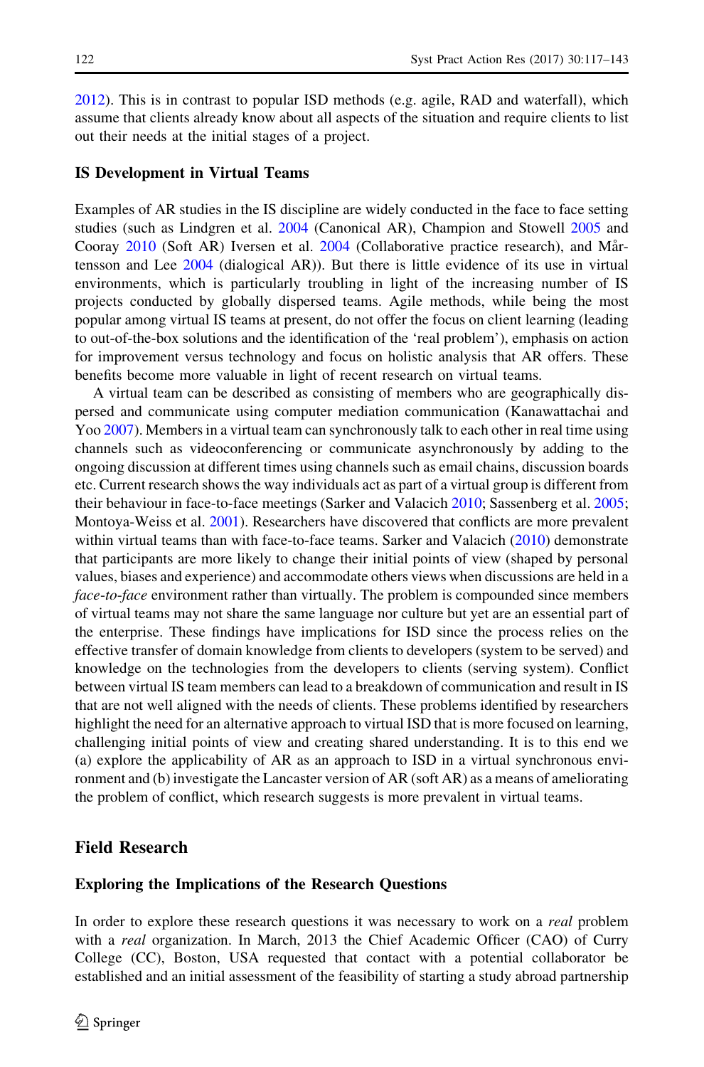2012). This is in contrast to popular ISD methods (e.g. agile, RAD and waterfall), which assume that clients already know about all aspects of the situation and require clients to list out their needs at the initial stages of a project.

### IS Development in Virtual Teams

Examples of AR studies in the IS discipline are widely conducted in the face to face setting studies (such as Lindgren et al. 2004 (Canonical AR), Champion and Stowell 2005 and Cooray 2010 (Soft AR) Iversen et al. 2004 (Collaborative practice research), and Mårtensson and Lee 2004 (dialogical AR)). But there is little evidence of its use in virtual environments, which is particularly troubling in light of the increasing number of IS projects conducted by globally dispersed teams. Agile methods, while being the most popular among virtual IS teams at present, do not offer the focus on client learning (leading to out-of-the-box solutions and the identification of the 'real problem'), emphasis on action for improvement versus technology and focus on holistic analysis that AR offers. These benefits become more valuable in light of recent research on virtual teams.

A virtual team can be described as consisting of members who are geographically dispersed and communicate using computer mediation communication (Kanawattachai and Yoo 2007). Members in a virtual team can synchronously talk to each other in real time using channels such as videoconferencing or communicate asynchronously by adding to the ongoing discussion at different times using channels such as email chains, discussion boards etc. Current research shows the way individuals act as part of a virtual group is different from their behaviour in face-to-face meetings (Sarker and Valacich 2010; Sassenberg et al. 2005; Montoya-Weiss et al. 2001). Researchers have discovered that conflicts are more prevalent within virtual teams than with face-to-face teams. Sarker and Valacich (2010) demonstrate that participants are more likely to change their initial points of view (shaped by personal values, biases and experience) and accommodate others views when discussions are held in a *face-to-face* environment rather than virtually. The problem is compounded since members of virtual teams may not share the same language nor culture but yet are an essential part of the enterprise. These findings have implications for ISD since the process relies on the effective transfer of domain knowledge from clients to developers (system to be served) and knowledge on the technologies from the developers to clients (serving system). Conflict between virtual IS team members can lead to a breakdown of communication and result in IS that are not well aligned with the needs of clients. These problems identified by researchers highlight the need for an alternative approach to virtual ISD that is more focused on learning, challenging initial points of view and creating shared understanding. It is to this end we (a) explore the applicability of AR as an approach to ISD in a virtual synchronous environment and (b) investigate the Lancaster version of AR (soft AR) as a means of ameliorating the problem of conflict, which research suggests is more prevalent in virtual teams.

## Field Research

### Exploring the Implications of the Research Questions

In order to explore these research questions it was necessary to work on a *real* problem with a *real* organization. In March, 2013 the Chief Academic Officer (CAO) of Curry College (CC), Boston, USA requested that contact with a potential collaborator be established and an initial assessment of the feasibility of starting a study abroad partnership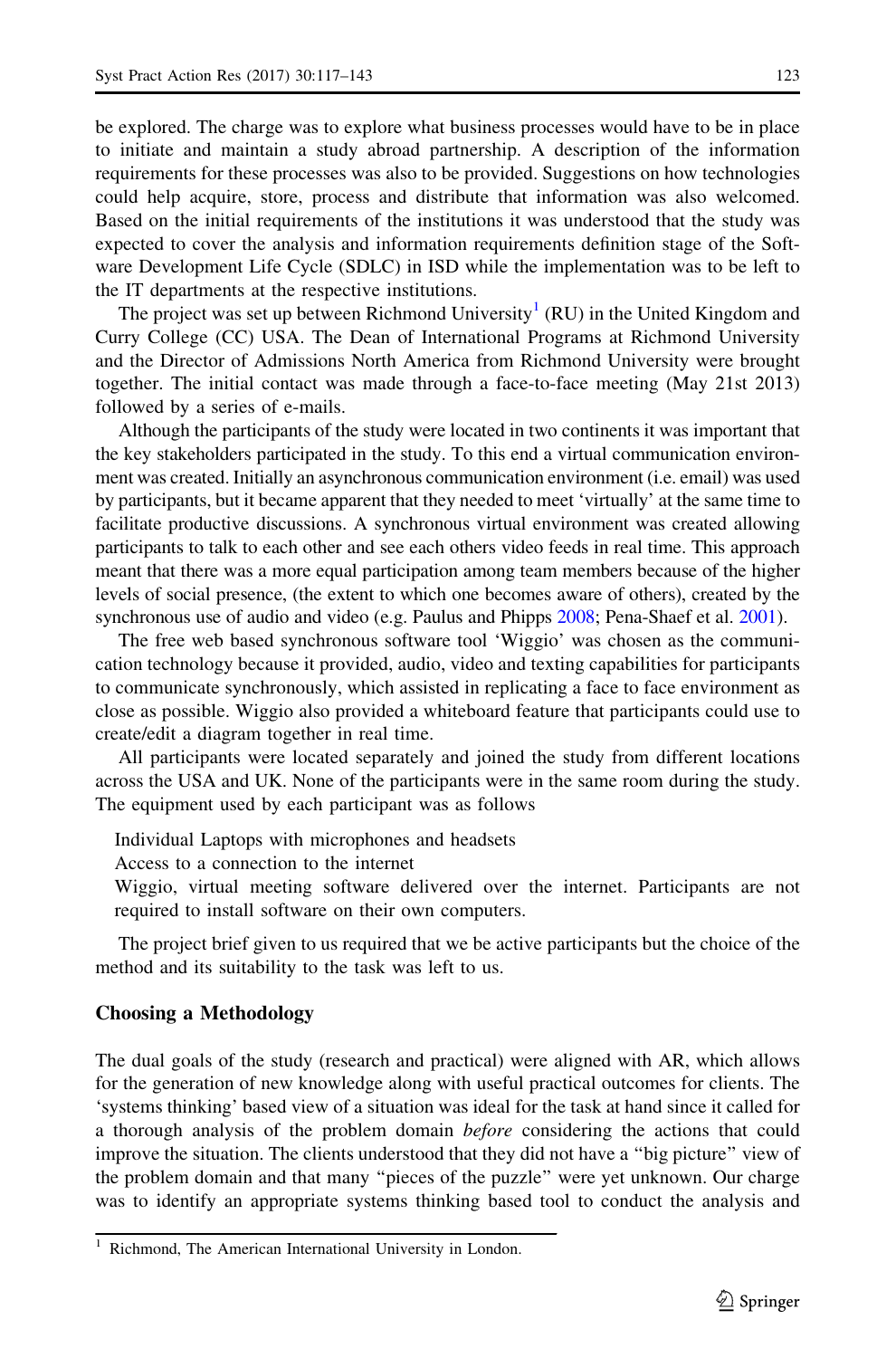be explored. The charge was to explore what business processes would have to be in place to initiate and maintain a study abroad partnership. A description of the information requirements for these processes was also to be provided. Suggestions on how technologies could help acquire, store, process and distribute that information was also welcomed. Based on the initial requirements of the institutions it was understood that the study was expected to cover the analysis and information requirements definition stage of the Software Development Life Cycle (SDLC) in ISD while the implementation was to be left to the IT departments at the respective institutions.

The project was set up between Richmond University[1] (RU) in the United Kingdom and Curry College (CC) USA. The Dean of International Programs at Richmond University and the Director of Admissions North America from Richmond University were brought together. The initial contact was made through a face-to-face meeting (May 21st 2013) followed by a series of e-mails.

Although the participants of the study were located in two continents it was important that the key stakeholders participated in the study. To this end a virtual communication environment was created. Initially an asynchronous communication environment (i.e. email) was used by participants, but it became apparent that they needed to meet 'virtually' at the same time to facilitate productive discussions. A synchronous virtual environment was created allowing participants to talk to each other and see each others video feeds in real time. This approach meant that there was a more equal participation among team members because of the higher levels of social presence, (the extent to which one becomes aware of others), created by the synchronous use of audio and video (e.g. Paulus and Phipps 2008; Pena-Shaef et al. 2001).

The free web based synchronous software tool 'Wiggio' was chosen as the communication technology because it provided, audio, video and texting capabilities for participants to communicate synchronously, which assisted in replicating a face to face environment as close as possible. Wiggio also provided a whiteboard feature that participants could use to create/edit a diagram together in real time.

All participants were located separately and joined the study from different locations across the USA and UK. None of the participants were in the same room during the study. The equipment used by each participant was as follows

Individual Laptops with microphones and headsets

Access to a connection to the internet

Wiggio, virtual meeting software delivered over the internet. Participants are not required to install software on their own computers.

The project brief given to us required that we be active participants but the choice of the method and its suitability to the task was left to us.

## Choosing a Methodology

The dual goals of the study (research and practical) were aligned with AR, which allows for the generation of new knowledge along with useful practical outcomes for clients. The 'systems thinking' based view of a situation was ideal for the task at hand since it called for a thorough analysis of the problem domain *before* considering the actions that could improve the situation. The clients understood that they did not have a "big picture" view of the problem domain and that many "pieces of the puzzle" were yet unknown. Our charge was to identify an appropriate systems thinking based tool to conduct the analysis and

[1] Richmond, The American International University in London.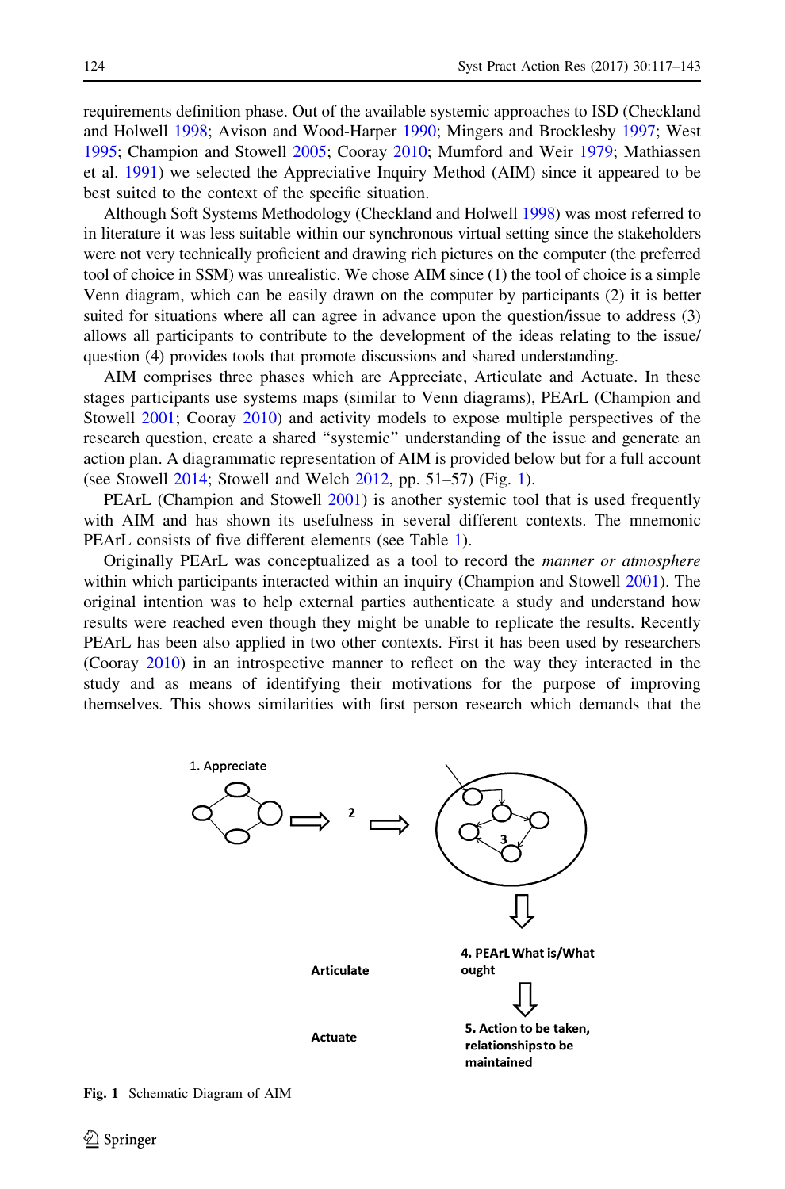requirements definition phase. Out of the available systemic approaches to ISD (Checkland and Holwell 1998; Avison and Wood-Harper 1990; Mingers and Brocklesby 1997; West 1995; Champion and Stowell 2005; Cooray 2010; Mumford and Weir 1979; Mathiassen et al. 1991) we selected the Appreciative Inquiry Method (AIM) since it appeared to be best suited to the context of the specific situation.

Although Soft Systems Methodology (Checkland and Holwell 1998) was most referred to in literature it was less suitable within our synchronous virtual setting since the stakeholders were not very technically proficient and drawing rich pictures on the computer (the preferred tool of choice in SSM) was unrealistic. We chose AIM since (1) the tool of choice is a simple Venn diagram, which can be easily drawn on the computer by participants (2) it is better suited for situations where all can agree in advance upon the question/issue to address (3) allows all participants to contribute to the development of the ideas relating to the issue/question (4) provides tools that promote discussions and shared understanding.

AIM comprises three phases which are Appreciate, Articulate and Actuate. In these stages participants use systems maps (similar to Venn diagrams), PEArL (Champion and Stowell 2001; Cooray 2010) and activity models to expose multiple perspectives of the research question, create a shared "systemic" understanding of the issue and generate an action plan. A diagrammatic representation of AIM is provided below but for a full account (see Stowell 2014; Stowell and Welch 2012, pp. 51–57) (Fig. 1).

PEArL (Champion and Stowell 2001) is another systemic tool that is used frequently with AIM and has shown its usefulness in several different contexts. The mnemonic PEArL consists of five different elements (see Table 1).

Originally PEArL was conceptualized as a tool to record the *manner or atmosphere* within which participants interacted within an inquiry (Champion and Stowell 2001). The original intention was to help external parties authenticate a study and understand how results were reached even though they might be unable to replicate the results. Recently PEArL has been also applied in two other contexts. First it has been used by researchers (Cooray 2010) in an introspective manner to reflect on the way they interacted in the study and as means of identifying their motivations for the purpose of improving themselves. This shows similarities with first person research which demands that the

1. Appreciate

2

3

Articulate

4. PEArL What is/What ought

Actuate

5. Action to be taken, relationships to be maintained

**Fig. 1** Schematic Diagram of AIM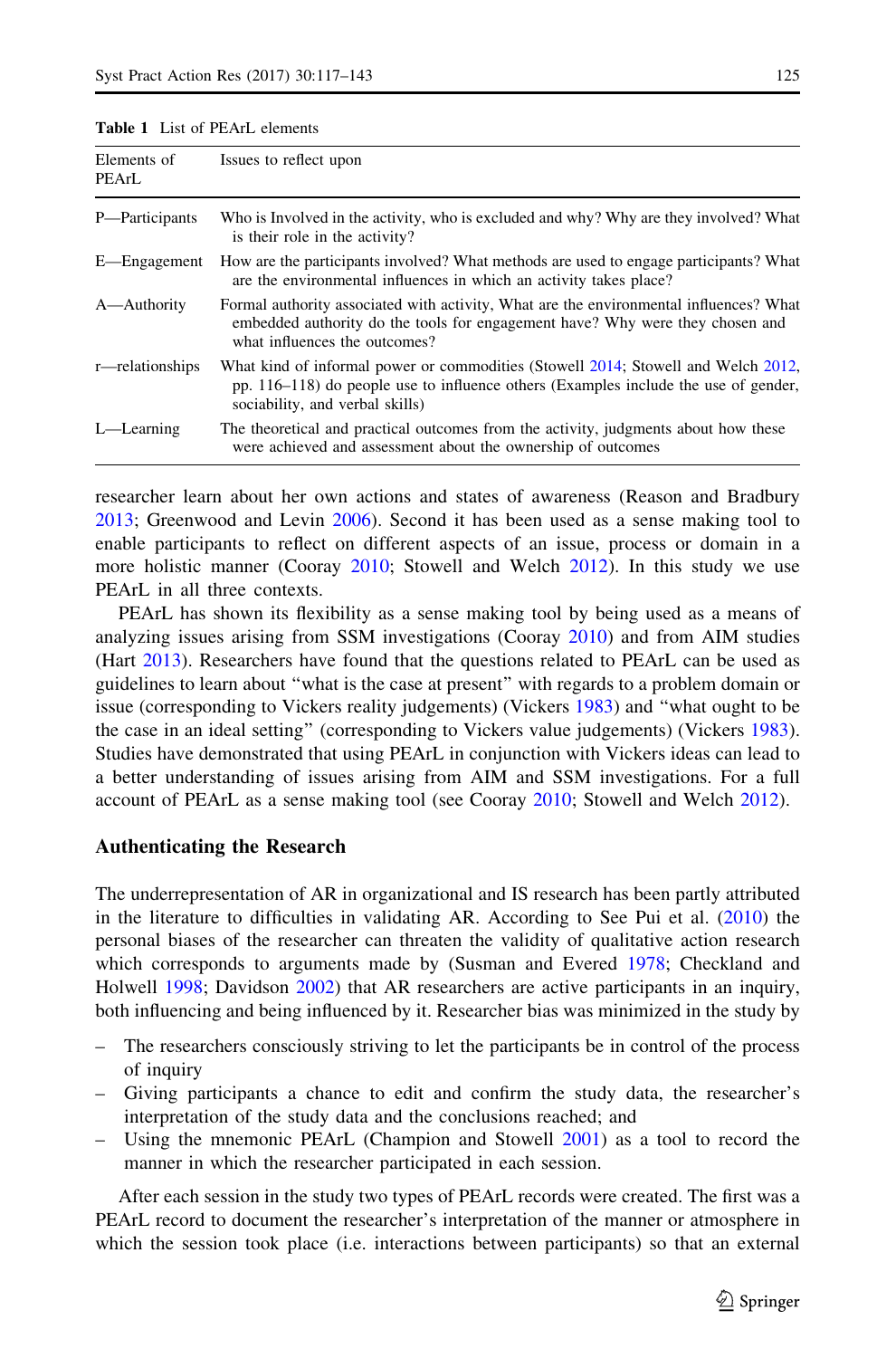Table 1 List of PEArL elements

| Elements of PEArL | Issues to reflect upon |
|---|---|
| P—Participants | Who is Involved in the activity, who is excluded and why? Why are they involved? What is their role in the activity? |
| E—Engagement | How are the participants involved? What methods are used to engage participants? What are the environmental influences in which an activity takes place? |
| A—Authority | Formal authority associated with activity, What are the environmental influences? What embedded authority do the tools for engagement have? Why were they chosen and what influences the outcomes? |
| r—relationships | What kind of informal power or commodities (Stowell 2014; Stowell and Welch 2012, pp. 116–118) do people use to influence others (Examples include the use of gender, sociability, and verbal skills) |
| L—Learning | The theoretical and practical outcomes from the activity, judgments about how these were achieved and assessment about the ownership of outcomes |

researcher learn about her own actions and states of awareness (Reason and Bradbury 2013; Greenwood and Levin 2006). Second it has been used as a sense making tool to enable participants to reflect on different aspects of an issue, process or domain in a more holistic manner (Cooray 2010; Stowell and Welch 2012). In this study we use PEArL in all three contexts.

PEArL has shown its flexibility as a sense making tool by being used as a means of analyzing issues arising from SSM investigations (Cooray 2010) and from AIM studies (Hart 2013). Researchers have found that the questions related to PEArL can be used as guidelines to learn about "what is the case at present" with regards to a problem domain or issue (corresponding to Vickers reality judgements) (Vickers 1983) and "what ought to be the case in an ideal setting" (corresponding to Vickers value judgements) (Vickers 1983). Studies have demonstrated that using PEArL in conjunction with Vickers ideas can lead to a better understanding of issues arising from AIM and SSM investigations. For a full account of PEArL as a sense making tool (see Cooray 2010; Stowell and Welch 2012).

## Authenticating the Research

The underrepresentation of AR in organizational and IS research has been partly attributed in the literature to difficulties in validating AR. According to See Pui et al. (2010) the personal biases of the researcher can threaten the validity of qualitative action research which corresponds to arguments made by (Susman and Evered 1978; Checkland and Holwell 1998; Davidson 2002) that AR researchers are active participants in an inquiry, both influencing and being influenced by it. Researcher bias was minimized in the study by

- The researchers consciously striving to let the participants be in control of the process of inquiry
- Giving participants a chance to edit and confirm the study data, the researcher's interpretation of the study data and the conclusions reached; and
- Using the mnemonic PEArL (Champion and Stowell 2001) as a tool to record the manner in which the researcher participated in each session.

After each session in the study two types of PEArL records were created. The first was a PEArL record to document the researcher's interpretation of the manner or atmosphere in which the session took place (i.e. interactions between participants) so that an external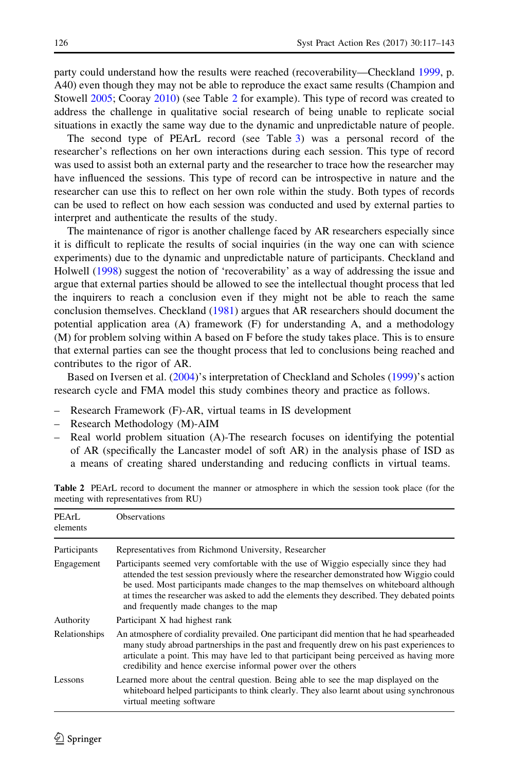party could understand how the results were reached (recoverability—Checkland 1999, p. A40) even though they may not be able to reproduce the exact same results (Champion and Stowell 2005; Cooray 2010) (see Table 2 for example). This type of record was created to address the challenge in qualitative social research of being unable to replicate social situations in exactly the same way due to the dynamic and unpredictable nature of people.

The second type of PEArL record (see Table 3) was a personal record of the researcher's reflections on her own interactions during each session. This type of record was used to assist both an external party and the researcher to trace how the researcher may have influenced the sessions. This type of record can be introspective in nature and the researcher can use this to reflect on her own role within the study. Both types of records can be used to reflect on how each session was conducted and used by external parties to interpret and authenticate the results of the study.

The maintenance of rigor is another challenge faced by AR researchers especially since it is difficult to replicate the results of social inquiries (in the way one can with science experiments) due to the dynamic and unpredictable nature of participants. Checkland and Holwell (1998) suggest the notion of 'recoverability' as a way of addressing the issue and argue that external parties should be allowed to see the intellectual thought process that led the inquirers to reach a conclusion even if they might not be able to reach the same conclusion themselves. Checkland (1981) argues that AR researchers should document the potential application area (A) framework (F) for understanding A, and a methodology (M) for problem solving within A based on F before the study takes place. This is to ensure that external parties can see the thought process that led to conclusions being reached and contributes to the rigor of AR.

Based on Iversen et al. (2004)'s interpretation of Checkland and Scholes (1999)'s action research cycle and FMA model this study combines theory and practice as follows.

- Research Framework (F)-AR, virtual teams in IS development
- Research Methodology (M)-AIM
- Real world problem situation (A)-The research focuses on identifying the potential of AR (specifically the Lancaster model of soft AR) in the analysis phase of ISD as a means of creating shared understanding and reducing conflicts in virtual teams.

**Table 2** PEArL record to document the manner or atmosphere in which the session took place (for the meeting with representatives from RU)

| PEArL elements | Observations |
|---|---|
| Participants | Representatives from Richmond University, Researcher |
| Engagement | Participants seemed very comfortable with the use of Wiggio especially since they had attended the test session previously where the researcher demonstrated how Wiggio could be used. Most participants made changes to the map themselves on whiteboard although at times the researcher was asked to add the elements they described. They debated points and frequently made changes to the map |
| Authority | Participant X had highest rank |
| Relationships | An atmosphere of cordiality prevailed. One participant did mention that he had spearheaded many study abroad partnerships in the past and frequently drew on his past experiences to articulate a point. This may have led to that participant being perceived as having more credibility and hence exercise informal power over the others |
| Lessons | Learned more about the central question. Being able to see the map displayed on the whiteboard helped participants to think clearly. They also learnt about using synchronous virtual meeting software |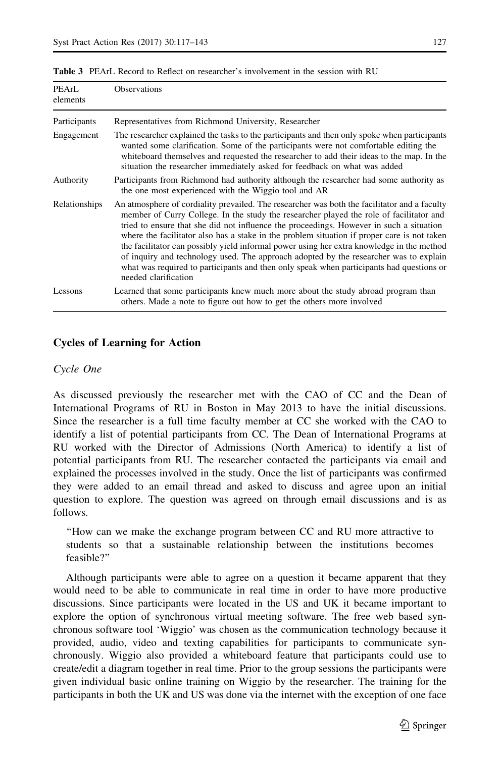**Table 3** PEArL Record to Reflect on researcher's involvement in the session with RU

| PEArL elements | Observations |
| --- | --- |
| Participants | Representatives from Richmond University, Researcher |
| Engagement | The researcher explained the tasks to the participants and then only spoke when participants wanted some clarification. Some of the participants were not comfortable editing the whiteboard themselves and requested the researcher to add their ideas to the map. In the situation the researcher immediately asked for feedback on what was added |
| Authority | Participants from Richmond had authority although the researcher had some authority as the one most experienced with the Wiggio tool and AR |
| Relationships | An atmosphere of cordiality prevailed. The researcher was both the facilitator and a faculty member of Curry College. In the study the researcher played the role of facilitator and tried to ensure that she did not influence the proceedings. However in such a situation where the facilitator also has a stake in the problem situation if proper care is not taken the facilitator can possibly yield informal power using her extra knowledge in the method of inquiry and technology used. The approach adopted by the researcher was to explain what was required to participants and then only speak when participants had questions or needed clarification |
| Lessons | Learned that some participants knew much more about the study abroad program than others. Made a note to figure out how to get the others more involved |

## Cycles of Learning for Action

### *Cycle One*

As discussed previously the researcher met with the CAO of CC and the Dean of International Programs of RU in Boston in May 2013 to have the initial discussions. Since the researcher is a full time faculty member at CC she worked with the CAO to identify a list of potential participants from CC. The Dean of International Programs at RU worked with the Director of Admissions (North America) to identify a list of potential participants from RU. The researcher contacted the participants via email and explained the processes involved in the study. Once the list of participants was confirmed they were added to an email thread and asked to discuss and agree upon an initial question to explore. The question was agreed on through email discussions and is as follows.

> "How can we make the exchange program between CC and RU more attractive to students so that a sustainable relationship between the institutions becomes feasible?"

Although participants were able to agree on a question it became apparent that they would need to be able to communicate in real time in order to have more productive discussions. Since participants were located in the US and UK it became important to explore the option of synchronous virtual meeting software. The free web based synchronous software tool 'Wiggio' was chosen as the communication technology because it provided, audio, video and texting capabilities for participants to communicate synchronously. Wiggio also provided a whiteboard feature that participants could use to create/edit a diagram together in real time. Prior to the group sessions the participants were given individual basic online training on Wiggio by the researcher. The training for the participants in both the UK and US was done via the internet with the exception of one face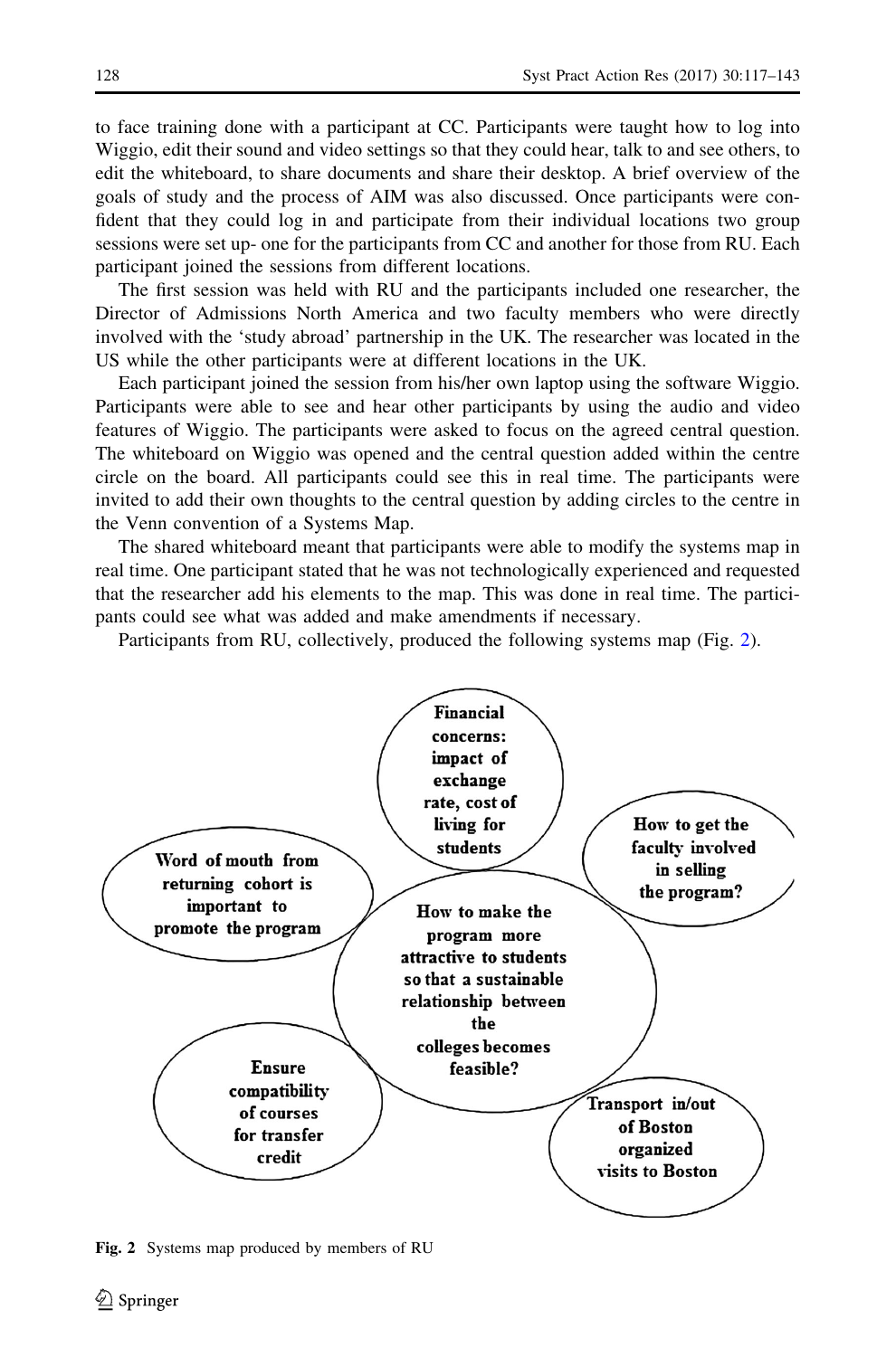to face training done with a participant at CC. Participants were taught how to log into Wiggio, edit their sound and video settings so that they could hear, talk to and see others, to edit the whiteboard, to share documents and share their desktop. A brief overview of the goals of study and the process of AIM was also discussed. Once participants were confident that they could log in and participate from their individual locations two group sessions were set up- one for the participants from CC and another for those from RU. Each participant joined the sessions from different locations.

The first session was held with RU and the participants included one researcher, the Director of Admissions North America and two faculty members who were directly involved with the 'study abroad' partnership in the UK. The researcher was located in the US while the other participants were at different locations in the UK.

Each participant joined the session from his/her own laptop using the software Wiggio. Participants were able to see and hear other participants by using the audio and video features of Wiggio. The participants were asked to focus on the agreed central question. The whiteboard on Wiggio was opened and the central question added within the centre circle on the board. All participants could see this in real time. The participants were invited to add their own thoughts to the central question by adding circles to the centre in the Venn convention of a Systems Map.

The shared whiteboard meant that participants were able to modify the systems map in real time. One participant stated that he was not technologically experienced and requested that the researcher add his elements to the map. This was done in real time. The participants could see what was added and make amendments if necessary.

Participants from RU, collectively, produced the following systems map (Fig. 2).

Financial concerns: impact of exchange rate, cost of living for students

How to get the faculty involved in selling the program?

Word of mouth from returning cohort is important to promote the program

How to make the program more attractive to students so that a sustainable relationship between the colleges becomes feasible?

Ensure compatibility of courses for transfer credit

Transport in/out of Boston organized visits to Boston

**Fig. 2** Systems map produced by members of RU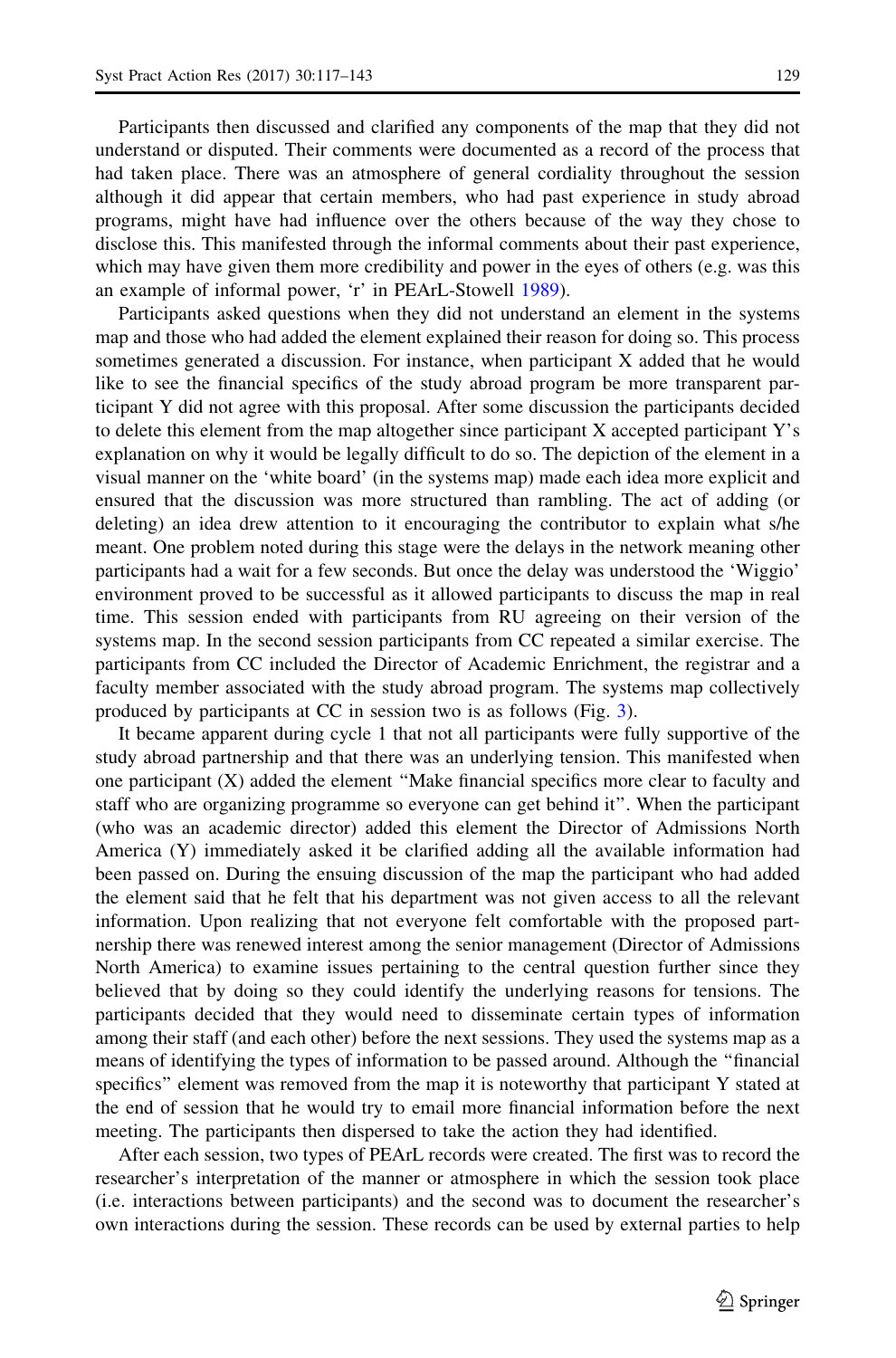Participants then discussed and clarified any components of the map that they did not understand or disputed. Their comments were documented as a record of the process that had taken place. There was an atmosphere of general cordiality throughout the session although it did appear that certain members, who had past experience in study abroad programs, might have had influence over the others because of the way they chose to disclose this. This manifested through the informal comments about their past experience, which may have given them more credibility and power in the eyes of others (e.g. was this an example of informal power, 'r' in PEArL-Stowell 1989).

Participants asked questions when they did not understand an element in the systems map and those who had added the element explained their reason for doing so. This process sometimes generated a discussion. For instance, when participant X added that he would like to see the financial specifics of the study abroad program be more transparent participant Y did not agree with this proposal. After some discussion the participants decided to delete this element from the map altogether since participant X accepted participant Y's explanation on why it would be legally difficult to do so. The depiction of the element in a visual manner on the 'white board' (in the systems map) made each idea more explicit and ensured that the discussion was more structured than rambling. The act of adding (or deleting) an idea drew attention to it encouraging the contributor to explain what s/he meant. One problem noted during this stage were the delays in the network meaning other participants had a wait for a few seconds. But once the delay was understood the 'Wiggio' environment proved to be successful as it allowed participants to discuss the map in real time. This session ended with participants from RU agreeing on their version of the systems map. In the second session participants from CC repeated a similar exercise. The participants from CC included the Director of Academic Enrichment, the registrar and a faculty member associated with the study abroad program. The systems map collectively produced by participants at CC in session two is as follows (Fig. 3).

It became apparent during cycle 1 that not all participants were fully supportive of the study abroad partnership and that there was an underlying tension. This manifested when one participant (X) added the element "Make financial specifics more clear to faculty and staff who are organizing programme so everyone can get behind it". When the participant (who was an academic director) added this element the Director of Admissions North America (Y) immediately asked it be clarified adding all the available information had been passed on. During the ensuing discussion of the map the participant who had added the element said that he felt that his department was not given access to all the relevant information. Upon realizing that not everyone felt comfortable with the proposed partnership there was renewed interest among the senior management (Director of Admissions North America) to examine issues pertaining to the central question further since they believed that by doing so they could identify the underlying reasons for tensions. The participants decided that they would need to disseminate certain types of information among their staff (and each other) before the next sessions. They used the systems map as a means of identifying the types of information to be passed around. Although the "financial specifics" element was removed from the map it is noteworthy that participant Y stated at the end of session that he would try to email more financial information before the next meeting. The participants then dispersed to take the action they had identified.

After each session, two types of PEArL records were created. The first was to record the researcher's interpretation of the manner or atmosphere in which the session took place (i.e. interactions between participants) and the second was to document the researcher's own interactions during the session. These records can be used by external parties to help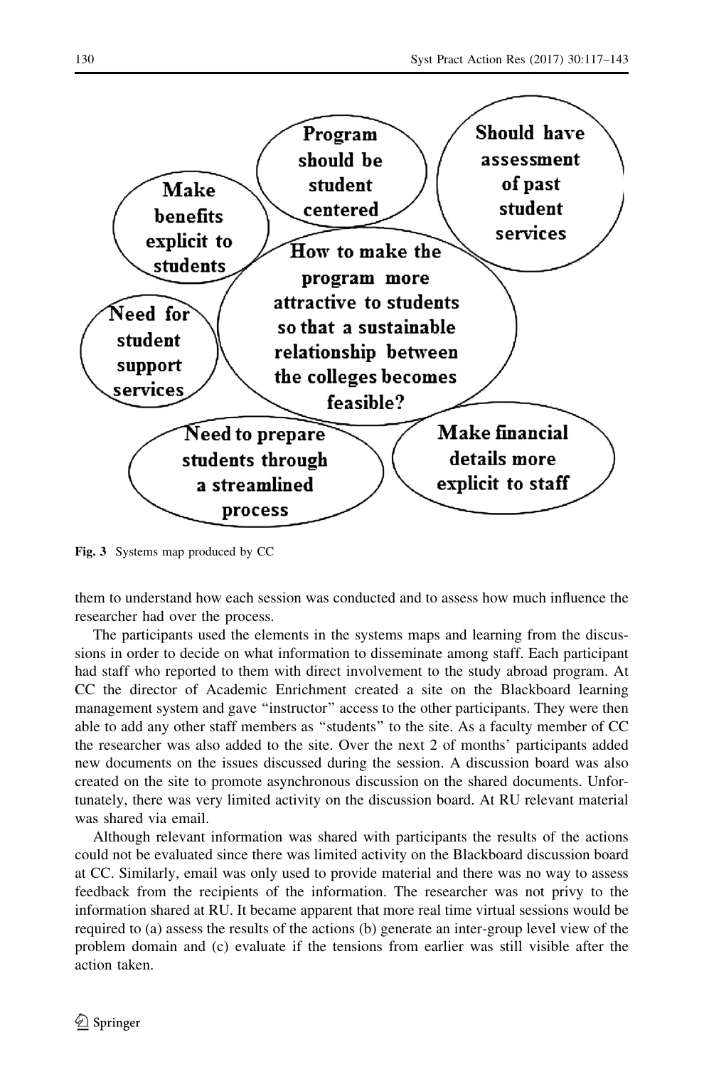Program should be student centered

Should have assessment of past student services

Make benefits explicit to students

How to make the program more attractive to students so that a sustainable relationship between the colleges becomes feasible?

Need for student support services

Need to prepare students through a streamlined process

Make financial details more explicit to staff

**Fig. 3** Systems map produced by CC

them to understand how each session was conducted and to assess how much influence the researcher had over the process.

The participants used the elements in the systems maps and learning from the discussions in order to decide on what information to disseminate among staff. Each participant had staff who reported to them with direct involvement to the study abroad program. At CC the director of Academic Enrichment created a site on the Blackboard learning management system and gave "instructor" access to the other participants. They were then able to add any other staff members as "students" to the site. As a faculty member of CC the researcher was also added to the site. Over the next 2 of months' participants added new documents on the issues discussed during the session. A discussion board was also created on the site to promote asynchronous discussion on the shared documents. Unfortunately, there was very limited activity on the discussion board. At RU relevant material was shared via email.

Although relevant information was shared with participants the results of the actions could not be evaluated since there was limited activity on the Blackboard discussion board at CC. Similarly, email was only used to provide material and there was no way to assess feedback from the recipients of the information. The researcher was not privy to the information shared at RU. It became apparent that more real time virtual sessions would be required to (a) assess the results of the actions (b) generate an inter-group level view of the problem domain and (c) evaluate if the tensions from earlier was still visible after the action taken.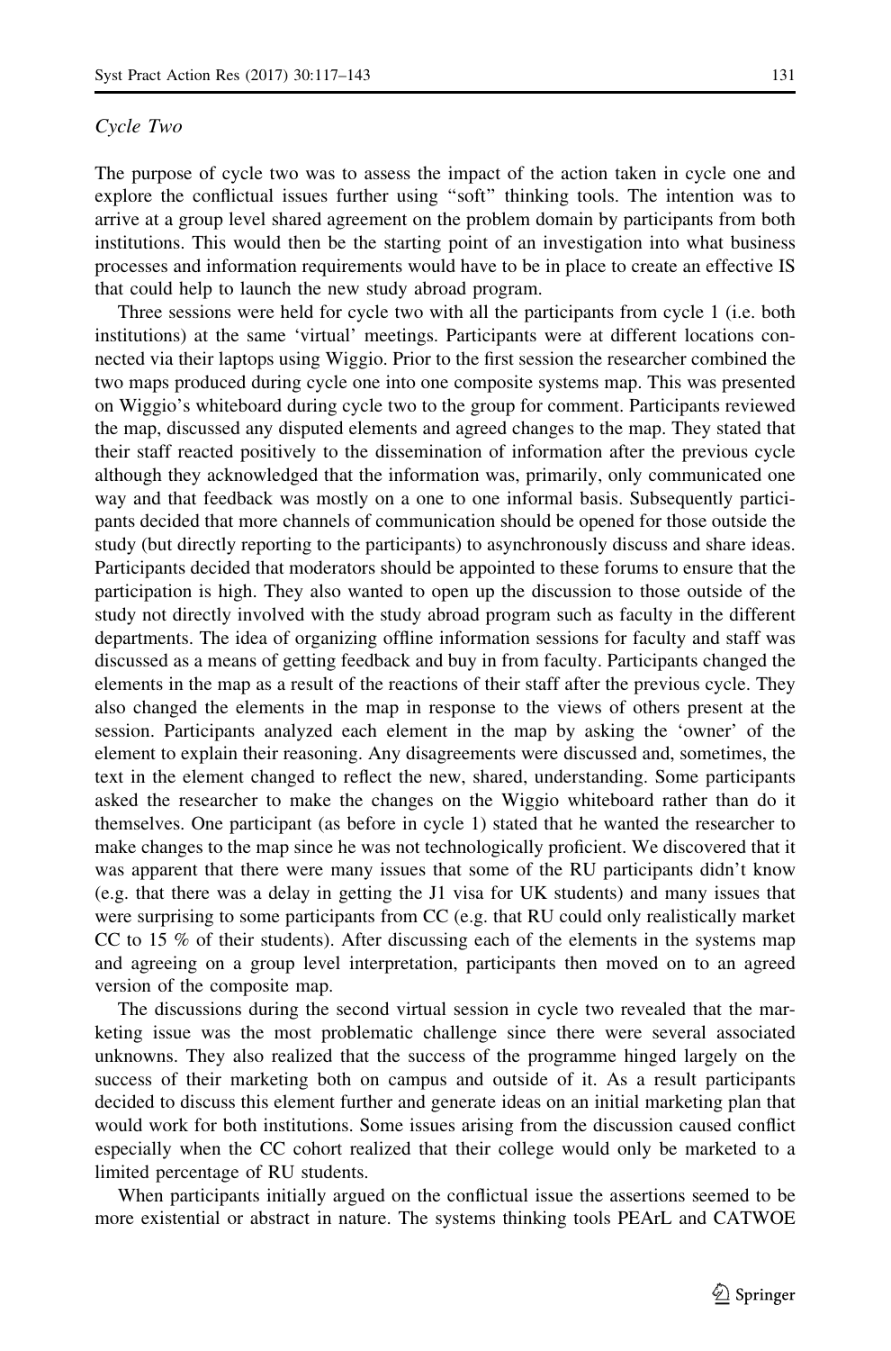*Cycle Two*

The purpose of cycle two was to assess the impact of the action taken in cycle one and explore the conflictual issues further using "soft" thinking tools. The intention was to arrive at a group level shared agreement on the problem domain by participants from both institutions. This would then be the starting point of an investigation into what business processes and information requirements would have to be in place to create an effective IS that could help to launch the new study abroad program.

Three sessions were held for cycle two with all the participants from cycle 1 (i.e. both institutions) at the same 'virtual' meetings. Participants were at different locations connected via their laptops using Wiggio. Prior to the first session the researcher combined the two maps produced during cycle one into one composite systems map. This was presented on Wiggio's whiteboard during cycle two to the group for comment. Participants reviewed the map, discussed any disputed elements and agreed changes to the map. They stated that their staff reacted positively to the dissemination of information after the previous cycle although they acknowledged that the information was, primarily, only communicated one way and that feedback was mostly on a one to one informal basis. Subsequently participants decided that more channels of communication should be opened for those outside the study (but directly reporting to the participants) to asynchronously discuss and share ideas. Participants decided that moderators should be appointed to these forums to ensure that the participation is high. They also wanted to open up the discussion to those outside of the study not directly involved with the study abroad program such as faculty in the different departments. The idea of organizing offline information sessions for faculty and staff was discussed as a means of getting feedback and buy in from faculty. Participants changed the elements in the map as a result of the reactions of their staff after the previous cycle. They also changed the elements in the map in response to the views of others present at the session. Participants analyzed each element in the map by asking the 'owner' of the element to explain their reasoning. Any disagreements were discussed and, sometimes, the text in the element changed to reflect the new, shared, understanding. Some participants asked the researcher to make the changes on the Wiggio whiteboard rather than do it themselves. One participant (as before in cycle 1) stated that he wanted the researcher to make changes to the map since he was not technologically proficient. We discovered that it was apparent that there were many issues that some of the RU participants didn't know (e.g. that there was a delay in getting the J1 visa for UK students) and many issues that were surprising to some participants from CC (e.g. that RU could only realistically market CC to 15 % of their students). After discussing each of the elements in the systems map and agreeing on a group level interpretation, participants then moved on to an agreed version of the composite map.

The discussions during the second virtual session in cycle two revealed that the marketing issue was the most problematic challenge since there were several associated unknowns. They also realized that the success of the programme hinged largely on the success of their marketing both on campus and outside of it. As a result participants decided to discuss this element further and generate ideas on an initial marketing plan that would work for both institutions. Some issues arising from the discussion caused conflict especially when the CC cohort realized that their college would only be marketed to a limited percentage of RU students.

When participants initially argued on the conflictual issue the assertions seemed to be more existential or abstract in nature. The systems thinking tools PEArL and CATWOE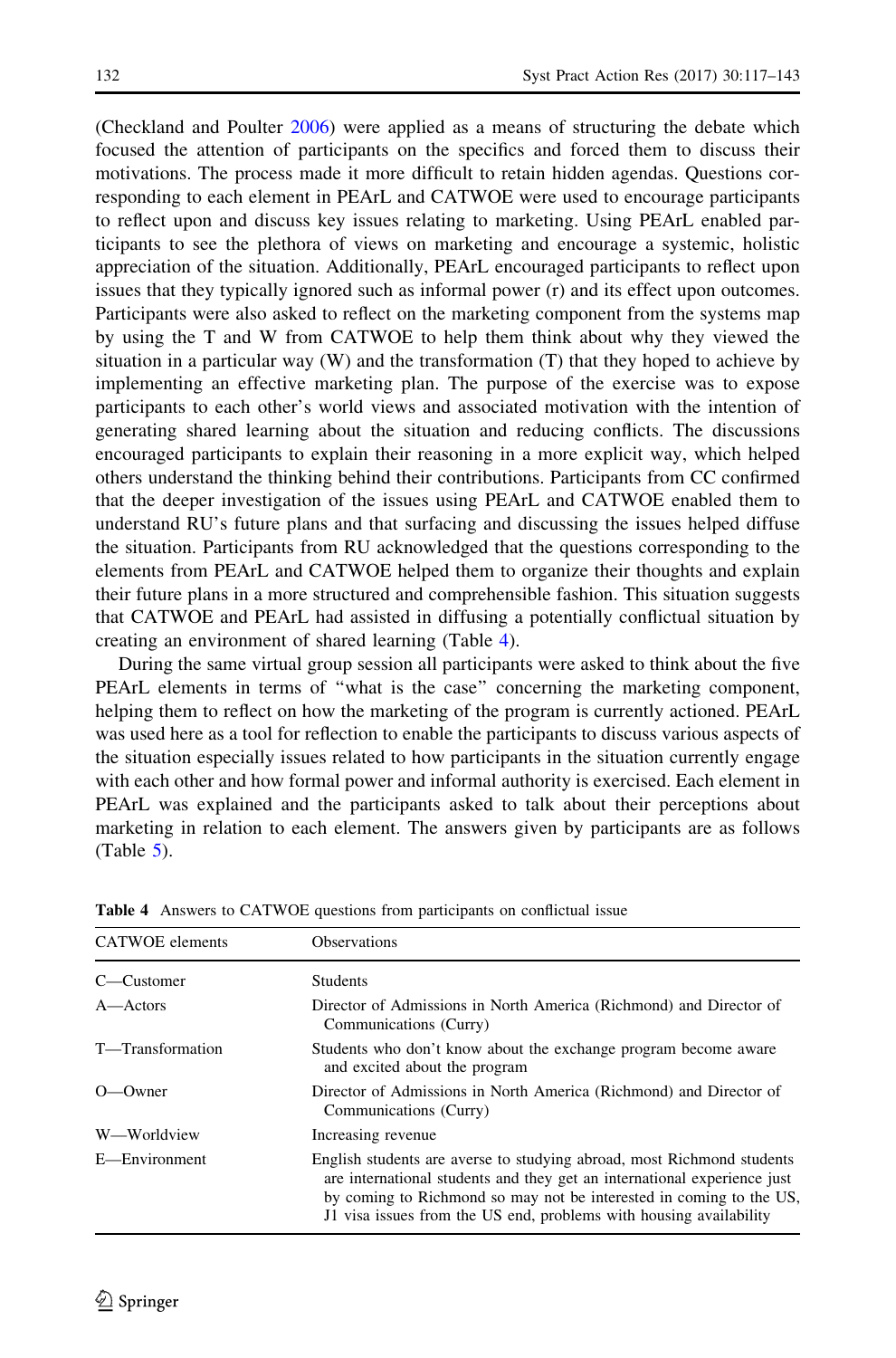(Checkland and Poulter 2006) were applied as a means of structuring the debate which focused the attention of participants on the specifics and forced them to discuss their motivations. The process made it more difficult to retain hidden agendas. Questions corresponding to each element in PEArL and CATWOE were used to encourage participants to reflect upon and discuss key issues relating to marketing. Using PEArL enabled participants to see the plethora of views on marketing and encourage a systemic, holistic appreciation of the situation. Additionally, PEArL encouraged participants to reflect upon issues that they typically ignored such as informal power (r) and its effect upon outcomes. Participants were also asked to reflect on the marketing component from the systems map by using the T and W from CATWOE to help them think about why they viewed the situation in a particular way (W) and the transformation (T) that they hoped to achieve by implementing an effective marketing plan. The purpose of the exercise was to expose participants to each other's world views and associated motivation with the intention of generating shared learning about the situation and reducing conflicts. The discussions encouraged participants to explain their reasoning in a more explicit way, which helped others understand the thinking behind their contributions. Participants from CC confirmed that the deeper investigation of the issues using PEArL and CATWOE enabled them to understand RU's future plans and that surfacing and discussing the issues helped diffuse the situation. Participants from RU acknowledged that the questions corresponding to the elements from PEArL and CATWOE helped them to organize their thoughts and explain their future plans in a more structured and comprehensible fashion. This situation suggests that CATWOE and PEArL had assisted in diffusing a potentially conflictual situation by creating an environment of shared learning (Table 4).

During the same virtual group session all participants were asked to think about the five PEArL elements in terms of "what is the case" concerning the marketing component, helping them to reflect on how the marketing of the program is currently actioned. PEArL was used here as a tool for reflection to enable the participants to discuss various aspects of the situation especially issues related to how participants in the situation currently engage with each other and how formal power and informal authority is exercised. Each element in PEArL was explained and the participants asked to talk about their perceptions about marketing in relation to each element. The answers given by participants are as follows (Table 5).

**Table 4** Answers to CATWOE questions from participants on conflictual issue

| CATWOE elements | Observations |
|---|---|
| C—Customer | Students |
| A—Actors | Director of Admissions in North America (Richmond) and Director of Communications (Curry) |
| T—Transformation | Students who don't know about the exchange program become aware and excited about the program |
| O—Owner | Director of Admissions in North America (Richmond) and Director of Communications (Curry) |
| W—Worldview | Increasing revenue |
| E—Environment | English students are averse to studying abroad, most Richmond students are international students and they get an international experience just by coming to Richmond so may not be interested in coming to the US, J1 visa issues from the US end, problems with housing availability |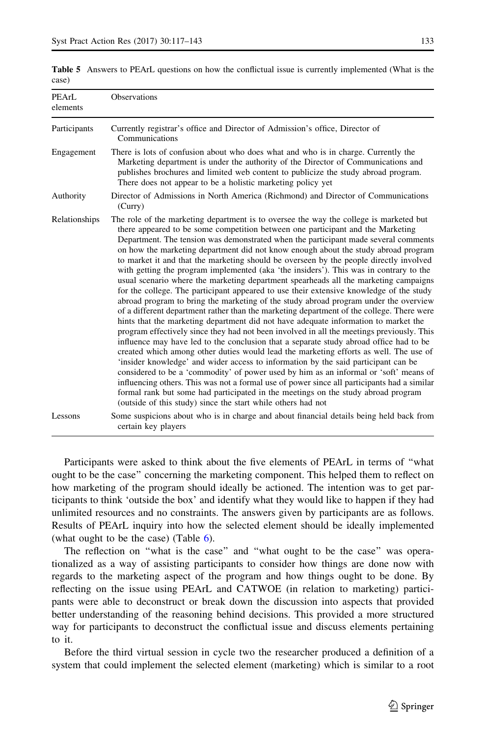**Table 5** Answers to PEArL questions on how the conflictual issue is currently implemented (What is the case)

| PEArL elements | Observations |
|---|---|
| Participants | Currently registrar's office and Director of Admission's office, Director of Communications |
| Engagement | There is lots of confusion about who does what and who is in charge. Currently the Marketing department is under the authority of the Director of Communications and publishes brochures and limited web content to publicize the study abroad program. There does not appear to be a holistic marketing policy yet |
| Authority | Director of Admissions in North America (Richmond) and Director of Communications (Curry) |
| Relationships | The role of the marketing department is to oversee the way the college is marketed but there appeared to be some competition between one participant and the Marketing Department. The tension was demonstrated when the participant made several comments on how the marketing department did not know enough about the study abroad program to market it and that the marketing should be overseen by the people directly involved with getting the program implemented (aka 'the insiders'). This was in contrary to the usual scenario where the marketing department spearheads all the marketing campaigns for the college. The participant appeared to use their extensive knowledge of the study abroad program to bring the marketing of the study abroad program under the overview of a different department rather than the marketing department of the college. There were hints that the marketing department did not have adequate information to market the program effectively since they had not been involved in all the meetings previously. This influence may have led to the conclusion that a separate study abroad office had to be created which among other duties would lead the marketing efforts as well. The use of 'insider knowledge' and wider access to information by the said participant can be considered to be a 'commodity' of power used by him as an informal or 'soft' means of influencing others. This was not a formal use of power since all participants had a similar formal rank but some had participated in the meetings on the study abroad program (outside of this study) since the start while others had not |
| Lessons | Some suspicions about who is in charge and about financial details being held back from certain key players |

Participants were asked to think about the five elements of PEArL in terms of "what ought to be the case" concerning the marketing component. This helped them to reflect on how marketing of the program should ideally be actioned. The intention was to get participants to think 'outside the box' and identify what they would like to happen if they had unlimited resources and no constraints. The answers given by participants are as follows. Results of PEArL inquiry into how the selected element should be ideally implemented (what ought to be the case) (Table 6).

The reflection on "what is the case" and "what ought to be the case" was operationalized as a way of assisting participants to consider how things are done now with regards to the marketing aspect of the program and how things ought to be done. By reflecting on the issue using PEArL and CATWOE (in relation to marketing) participants were able to deconstruct or break down the discussion into aspects that provided better understanding of the reasoning behind decisions. This provided a more structured way for participants to deconstruct the conflictual issue and discuss elements pertaining to it.

Before the third virtual session in cycle two the researcher produced a definition of a system that could implement the selected element (marketing) which is similar to a root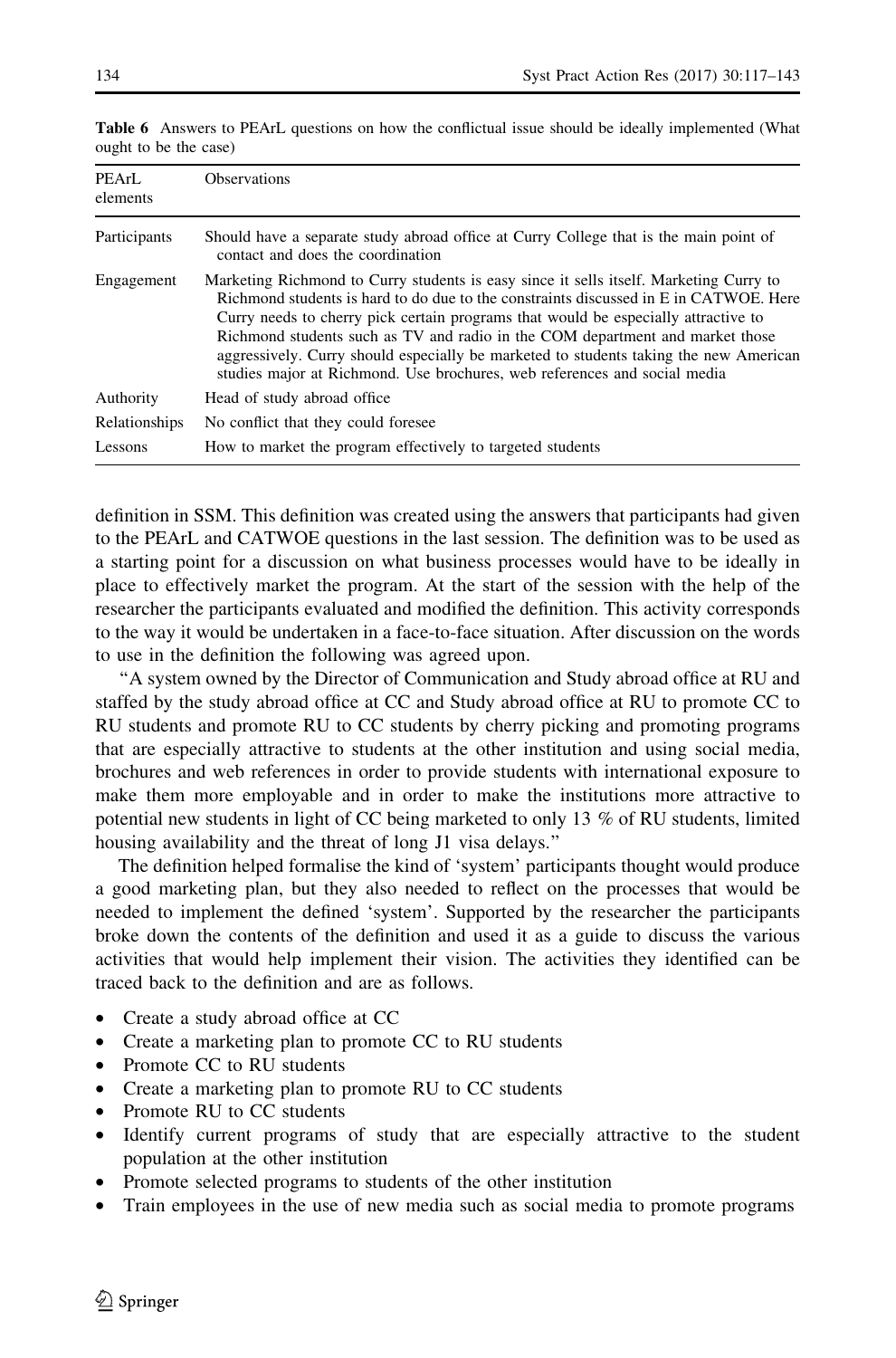**Table 6** Answers to PEArL questions on how the conflictual issue should be ideally implemented (What ought to be the case)

| PEArL elements | Observations |
|---|---|
| Participants | Should have a separate study abroad office at Curry College that is the main point of contact and does the coordination |
| Engagement | Marketing Richmond to Curry students is easy since it sells itself. Marketing Curry to Richmond students is hard to do due to the constraints discussed in E in CATWOE. Here Curry needs to cherry pick certain programs that would be especially attractive to Richmond students such as TV and radio in the COM department and market those aggressively. Curry should especially be marketed to students taking the new American studies major at Richmond. Use brochures, web references and social media |
| Authority | Head of study abroad office |
| Relationships | No conflict that they could foresee |
| Lessons | How to market the program effectively to targeted students |

definition in SSM. This definition was created using the answers that participants had given to the PEArL and CATWOE questions in the last session. The definition was to be used as a starting point for a discussion on what business processes would have to be ideally in place to effectively market the program. At the start of the session with the help of the researcher the participants evaluated and modified the definition. This activity corresponds to the way it would be undertaken in a face-to-face situation. After discussion on the words to use in the definition the following was agreed upon.

"A system owned by the Director of Communication and Study abroad office at RU and staffed by the study abroad office at CC and Study abroad office at RU to promote CC to RU students and promote RU to CC students by cherry picking and promoting programs that are especially attractive to students at the other institution and using social media, brochures and web references in order to provide students with international exposure to make them more employable and in order to make the institutions more attractive to potential new students in light of CC being marketed to only 13 % of RU students, limited housing availability and the threat of long J1 visa delays."

The definition helped formalise the kind of 'system' participants thought would produce a good marketing plan, but they also needed to reflect on the processes that would be needed to implement the defined 'system'. Supported by the researcher the participants broke down the contents of the definition and used it as a guide to discuss the various activities that would help implement their vision. The activities they identified can be traced back to the definition and are as follows.

- Create a study abroad office at CC
- Create a marketing plan to promote CC to RU students
- Promote CC to RU students
- Create a marketing plan to promote RU to CC students
- Promote RU to CC students
- Identify current programs of study that are especially attractive to the student population at the other institution
- Promote selected programs to students of the other institution
- Train employees in the use of new media such as social media to promote programs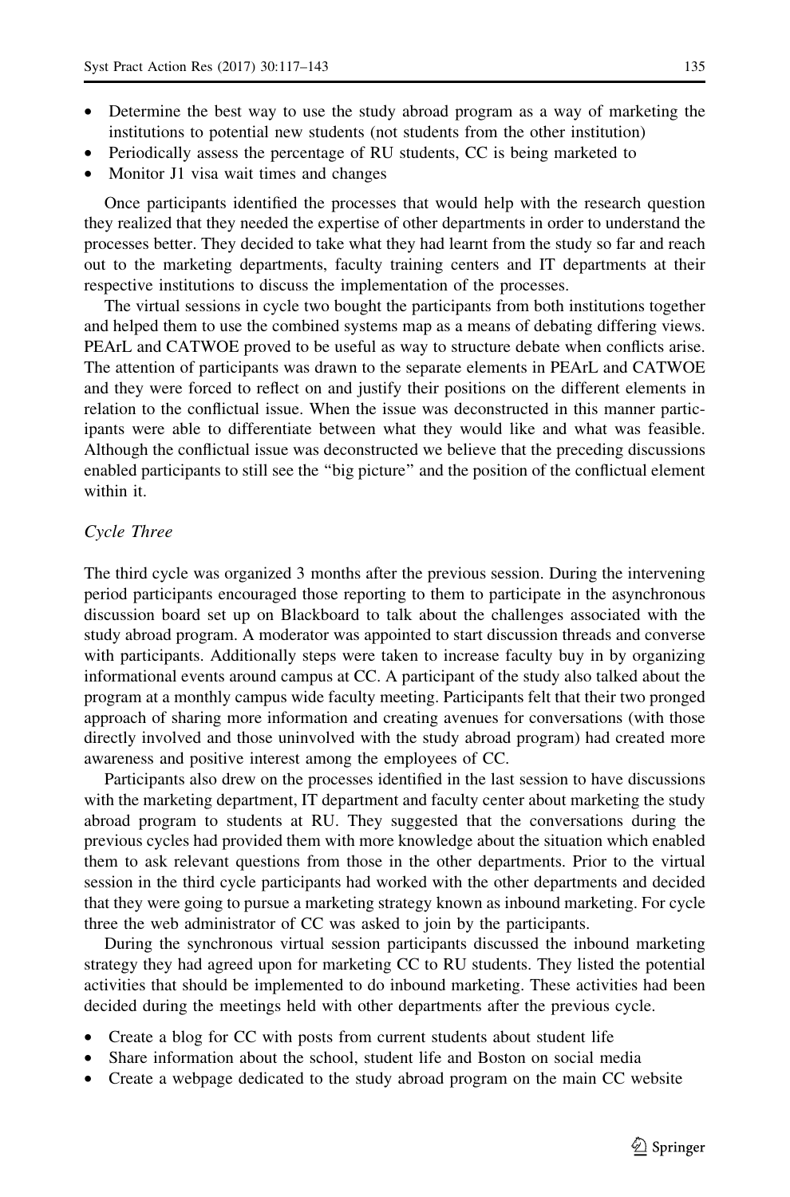- Determine the best way to use the study abroad program as a way of marketing the institutions to potential new students (not students from the other institution)
- Periodically assess the percentage of RU students, CC is being marketed to
- Monitor J1 visa wait times and changes

Once participants identified the processes that would help with the research question they realized that they needed the expertise of other departments in order to understand the processes better. They decided to take what they had learnt from the study so far and reach out to the marketing departments, faculty training centers and IT departments at their respective institutions to discuss the implementation of the processes.

The virtual sessions in cycle two bought the participants from both institutions together and helped them to use the combined systems map as a means of debating differing views. PEArL and CATWOE proved to be useful as way to structure debate when conflicts arise. The attention of participants was drawn to the separate elements in PEArL and CATWOE and they were forced to reflect on and justify their positions on the different elements in relation to the conflictual issue. When the issue was deconstructed in this manner participants were able to differentiate between what they would like and what was feasible. Although the conflictual issue was deconstructed we believe that the preceding discussions enabled participants to still see the "big picture" and the position of the conflictual element within it.

*Cycle Three*

The third cycle was organized 3 months after the previous session. During the intervening period participants encouraged those reporting to them to participate in the asynchronous discussion board set up on Blackboard to talk about the challenges associated with the study abroad program. A moderator was appointed to start discussion threads and converse with participants. Additionally steps were taken to increase faculty buy in by organizing informational events around campus at CC. A participant of the study also talked about the program at a monthly campus wide faculty meeting. Participants felt that their two pronged approach of sharing more information and creating avenues for conversations (with those directly involved and those uninvolved with the study abroad program) had created more awareness and positive interest among the employees of CC.

Participants also drew on the processes identified in the last session to have discussions with the marketing department, IT department and faculty center about marketing the study abroad program to students at RU. They suggested that the conversations during the previous cycles had provided them with more knowledge about the situation which enabled them to ask relevant questions from those in the other departments. Prior to the virtual session in the third cycle participants had worked with the other departments and decided that they were going to pursue a marketing strategy known as inbound marketing. For cycle three the web administrator of CC was asked to join by the participants.

During the synchronous virtual session participants discussed the inbound marketing strategy they had agreed upon for marketing CC to RU students. They listed the potential activities that should be implemented to do inbound marketing. These activities had been decided during the meetings held with other departments after the previous cycle.

- Create a blog for CC with posts from current students about student life
- Share information about the school, student life and Boston on social media
- Create a webpage dedicated to the study abroad program on the main CC website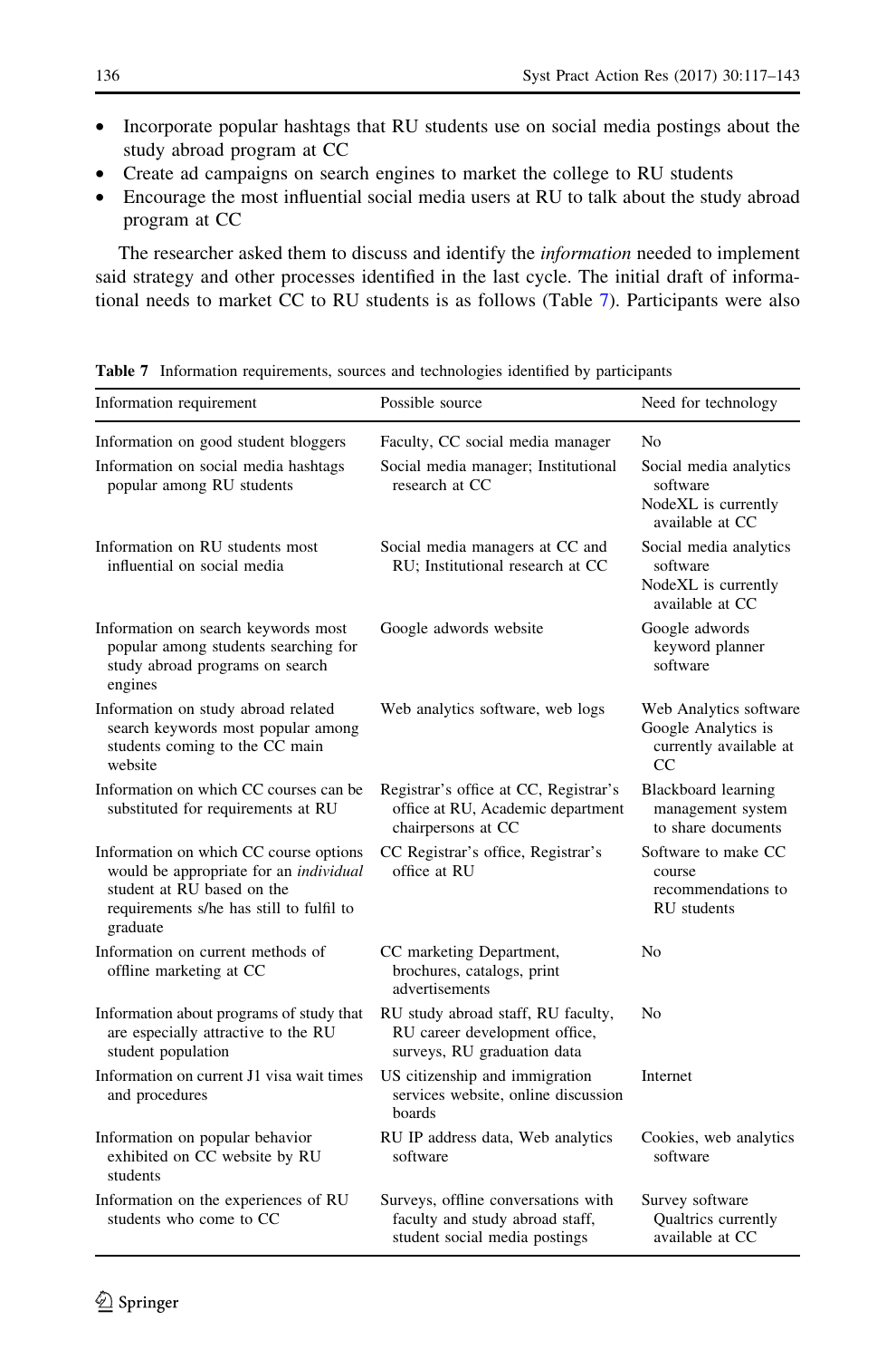- Incorporate popular hashtags that RU students use on social media postings about the study abroad program at CC
- Create ad campaigns on search engines to market the college to RU students
- Encourage the most influential social media users at RU to talk about the study abroad program at CC

The researcher asked them to discuss and identify the *information* needed to implement said strategy and other processes identified in the last cycle. The initial draft of informational needs to market CC to RU students is as follows (Table 7). Participants were also

**Table 7** Information requirements, sources and technologies identified by participants

| Information requirement | Possible source | Need for technology |
|---|---|---|
| Information on good student bloggers | Faculty, CC social media manager | No |
| Information on social media hashtags popular among RU students | Social media manager; Institutional research at CC | Social media analytics software<br>NodeXL is currently available at CC |
| Information on RU students most influential on social media | Social media managers at CC and RU; Institutional research at CC | Social media analytics software<br>NodeXL is currently available at CC |
| Information on search keywords most popular among students searching for study abroad programs on search engines | Google adwords website | Google adwords keyword planner software |
| Information on study abroad related search keywords most popular among students coming to the CC main website | Web analytics software, web logs | Web Analytics software<br>Google Analytics is currently available at CC |
| Information on which CC courses can be substituted for requirements at RU | Registrar's office at CC, Registrar's office at RU, Academic department chairpersons at CC | Blackboard learning management system to share documents |
| Information on which CC course options would be appropriate for an *individual* student at RU based on the requirements s/he has still to fulfil to graduate | CC Registrar's office, Registrar's office at RU | Software to make CC course recommendations to RU students |
| Information on current methods of offline marketing at CC | CC marketing Department, brochures, catalogs, print advertisements | No |
| Information about programs of study that are especially attractive to the RU student population | RU study abroad staff, RU faculty, RU career development office, surveys, RU graduation data | No |
| Information on current J1 visa wait times and procedures | US citizenship and immigration services website, online discussion boards | Internet |
| Information on popular behavior exhibited on CC website by RU students | RU IP address data, Web analytics software | Cookies, web analytics software |
| Information on the experiences of RU students who come to CC | Surveys, offline conversations with faculty and study abroad staff, student social media postings | Survey software<br>Qualtrics currently available at CC |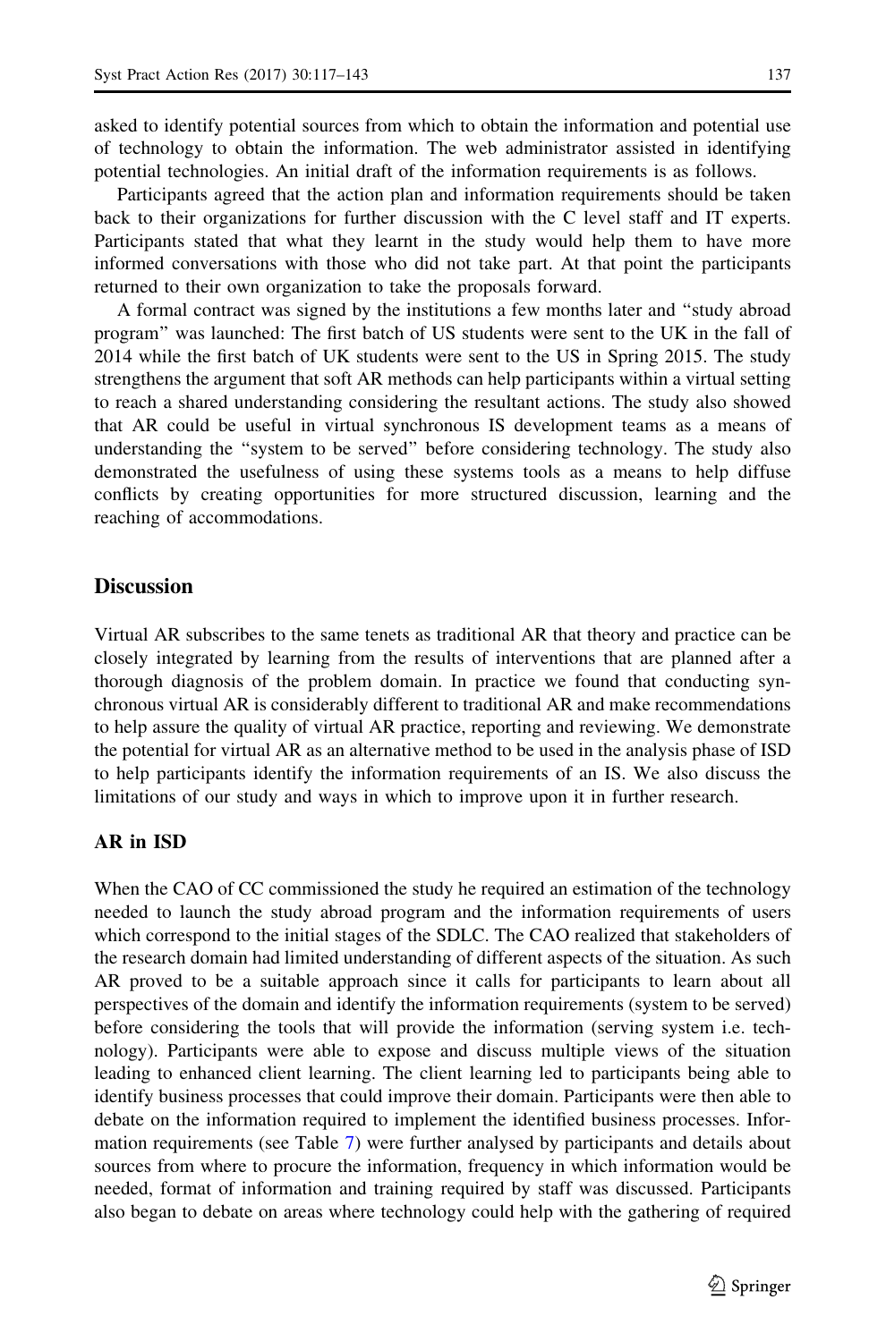asked to identify potential sources from which to obtain the information and potential use of technology to obtain the information. The web administrator assisted in identifying potential technologies. An initial draft of the information requirements is as follows.

Participants agreed that the action plan and information requirements should be taken back to their organizations for further discussion with the C level staff and IT experts. Participants stated that what they learnt in the study would help them to have more informed conversations with those who did not take part. At that point the participants returned to their own organization to take the proposals forward.

A formal contract was signed by the institutions a few months later and "study abroad program" was launched: The first batch of US students were sent to the UK in the fall of 2014 while the first batch of UK students were sent to the US in Spring 2015. The study strengthens the argument that soft AR methods can help participants within a virtual setting to reach a shared understanding considering the resultant actions. The study also showed that AR could be useful in virtual synchronous IS development teams as a means of understanding the "system to be served" before considering technology. The study also demonstrated the usefulness of using these systems tools as a means to help diffuse conflicts by creating opportunities for more structured discussion, learning and the reaching of accommodations.

## Discussion

Virtual AR subscribes to the same tenets as traditional AR that theory and practice can be closely integrated by learning from the results of interventions that are planned after a thorough diagnosis of the problem domain. In practice we found that conducting synchronous virtual AR is considerably different to traditional AR and make recommendations to help assure the quality of virtual AR practice, reporting and reviewing. We demonstrate the potential for virtual AR as an alternative method to be used in the analysis phase of ISD to help participants identify the information requirements of an IS. We also discuss the limitations of our study and ways in which to improve upon it in further research.

### AR in ISD

When the CAO of CC commissioned the study he required an estimation of the technology needed to launch the study abroad program and the information requirements of users which correspond to the initial stages of the SDLC. The CAO realized that stakeholders of the research domain had limited understanding of different aspects of the situation. As such AR proved to be a suitable approach since it calls for participants to learn about all perspectives of the domain and identify the information requirements (system to be served) before considering the tools that will provide the information (serving system i.e. technology). Participants were able to expose and discuss multiple views of the situation leading to enhanced client learning. The client learning led to participants being able to identify business processes that could improve their domain. Participants were then able to debate on the information required to implement the identified business processes. Information requirements (see Table 7) were further analysed by participants and details about sources from where to procure the information, frequency in which information would be needed, format of information and training required by staff was discussed. Participants also began to debate on areas where technology could help with the gathering of required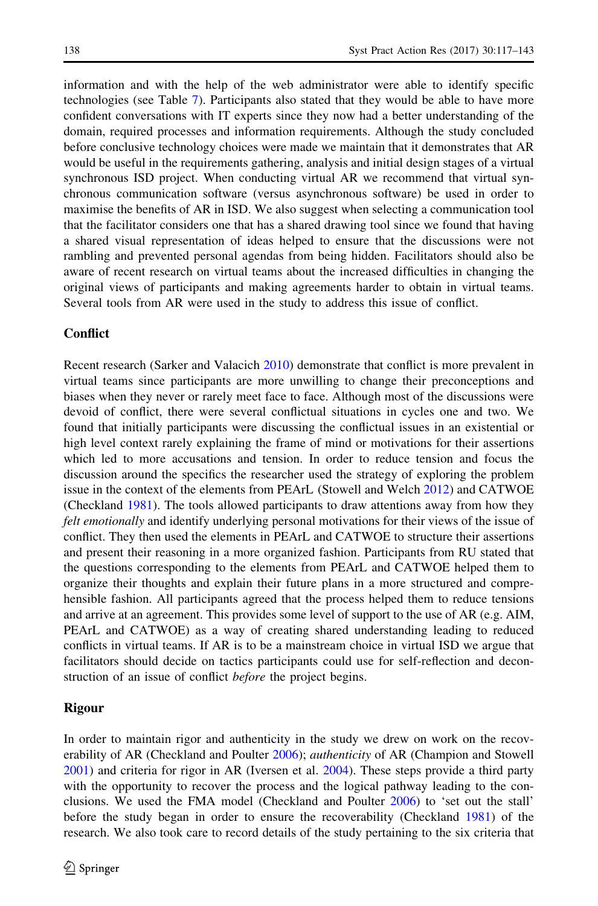information and with the help of the web administrator were able to identify specific technologies (see Table 7). Participants also stated that they would be able to have more confident conversations with IT experts since they now had a better understanding of the domain, required processes and information requirements. Although the study concluded before conclusive technology choices were made we maintain that it demonstrates that AR would be useful in the requirements gathering, analysis and initial design stages of a virtual synchronous ISD project. When conducting virtual AR we recommend that virtual synchronous communication software (versus asynchronous software) be used in order to maximise the benefits of AR in ISD. We also suggest when selecting a communication tool that the facilitator considers one that has a shared drawing tool since we found that having a shared visual representation of ideas helped to ensure that the discussions were not rambling and prevented personal agendas from being hidden. Facilitators should also be aware of recent research on virtual teams about the increased difficulties in changing the original views of participants and making agreements harder to obtain in virtual teams. Several tools from AR were used in the study to address this issue of conflict.

## Conflict

Recent research (Sarker and Valacich 2010) demonstrate that conflict is more prevalent in virtual teams since participants are more unwilling to change their preconceptions and biases when they never or rarely meet face to face. Although most of the discussions were devoid of conflict, there were several conflictual situations in cycles one and two. We found that initially participants were discussing the conflictual issues in an existential or high level context rarely explaining the frame of mind or motivations for their assertions which led to more accusations and tension. In order to reduce tension and focus the discussion around the specifics the researcher used the strategy of exploring the problem issue in the context of the elements from PEArL (Stowell and Welch 2012) and CATWOE (Checkland 1981). The tools allowed participants to draw attentions away from how they *felt emotionally* and identify underlying personal motivations for their views of the issue of conflict. They then used the elements in PEArL and CATWOE to structure their assertions and present their reasoning in a more organized fashion. Participants from RU stated that the questions corresponding to the elements from PEArL and CATWOE helped them to organize their thoughts and explain their future plans in a more structured and comprehensible fashion. All participants agreed that the process helped them to reduce tensions and arrive at an agreement. This provides some level of support to the use of AR (e.g. AIM, PEArL and CATWOE) as a way of creating shared understanding leading to reduced conflicts in virtual teams. If AR is to be a mainstream choice in virtual ISD we argue that facilitators should decide on tactics participants could use for self-reflection and deconstruction of an issue of conflict *before* the project begins.

## Rigour

In order to maintain rigor and authenticity in the study we drew on work on the recoverability of AR (Checkland and Poulter 2006); *authenticity* of AR (Champion and Stowell 2001) and criteria for rigor in AR (Iversen et al. 2004). These steps provide a third party with the opportunity to recover the process and the logical pathway leading to the conclusions. We used the FMA model (Checkland and Poulter 2006) to 'set out the stall' before the study began in order to ensure the recoverability (Checkland 1981) of the research. We also took care to record details of the study pertaining to the six criteria that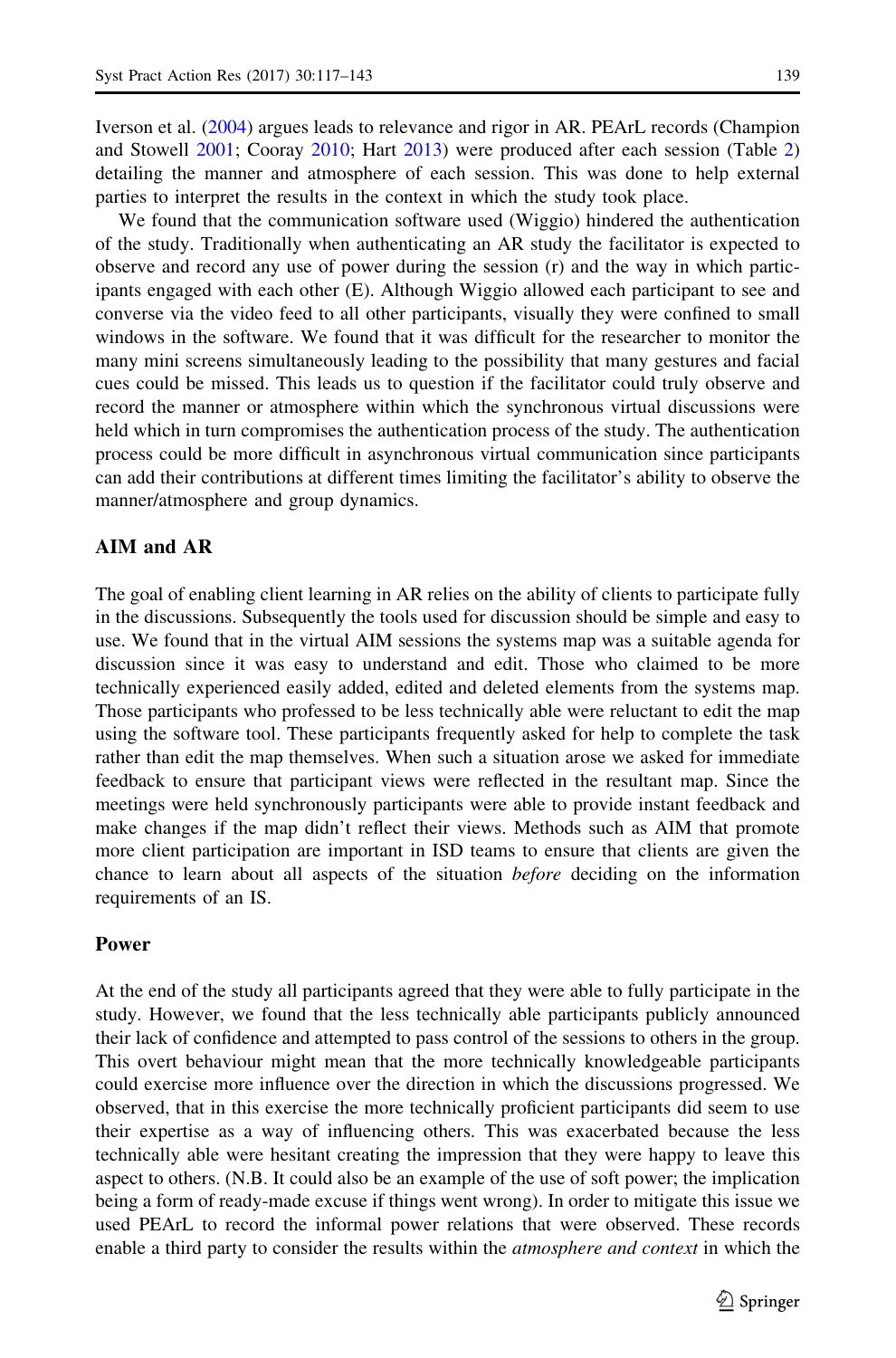Iverson et al. (2004) argues leads to relevance and rigor in AR. PEArL records (Champion and Stowell 2001; Cooray 2010; Hart 2013) were produced after each session (Table 2) detailing the manner and atmosphere of each session. This was done to help external parties to interpret the results in the context in which the study took place.

We found that the communication software used (Wiggio) hindered the authentication of the study. Traditionally when authenticating an AR study the facilitator is expected to observe and record any use of power during the session (r) and the way in which participants engaged with each other (E). Although Wiggio allowed each participant to see and converse via the video feed to all other participants, visually they were confined to small windows in the software. We found that it was difficult for the researcher to monitor the many mini screens simultaneously leading to the possibility that many gestures and facial cues could be missed. This leads us to question if the facilitator could truly observe and record the manner or atmosphere within which the synchronous virtual discussions were held which in turn compromises the authentication process of the study. The authentication process could be more difficult in asynchronous virtual communication since participants can add their contributions at different times limiting the facilitator's ability to observe the manner/atmosphere and group dynamics.

### AIM and AR

The goal of enabling client learning in AR relies on the ability of clients to participate fully in the discussions. Subsequently the tools used for discussion should be simple and easy to use. We found that in the virtual AIM sessions the systems map was a suitable agenda for discussion since it was easy to understand and edit. Those who claimed to be more technically experienced easily added, edited and deleted elements from the systems map. Those participants who professed to be less technically able were reluctant to edit the map using the software tool. These participants frequently asked for help to complete the task rather than edit the map themselves. When such a situation arose we asked for immediate feedback to ensure that participant views were reflected in the resultant map. Since the meetings were held synchronously participants were able to provide instant feedback and make changes if the map didn't reflect their views. Methods such as AIM that promote more client participation are important in ISD teams to ensure that clients are given the chance to learn about all aspects of the situation *before* deciding on the information requirements of an IS.

### Power

At the end of the study all participants agreed that they were able to fully participate in the study. However, we found that the less technically able participants publicly announced their lack of confidence and attempted to pass control of the sessions to others in the group. This overt behaviour might mean that the more technically knowledgeable participants could exercise more influence over the direction in which the discussions progressed. We observed, that in this exercise the more technically proficient participants did seem to use their expertise as a way of influencing others. This was exacerbated because the less technically able were hesitant creating the impression that they were happy to leave this aspect to others. (N.B. It could also be an example of the use of soft power; the implication being a form of ready-made excuse if things went wrong). In order to mitigate this issue we used PEArL to record the informal power relations that were observed. These records enable a third party to consider the results within the *atmosphere and context* in which the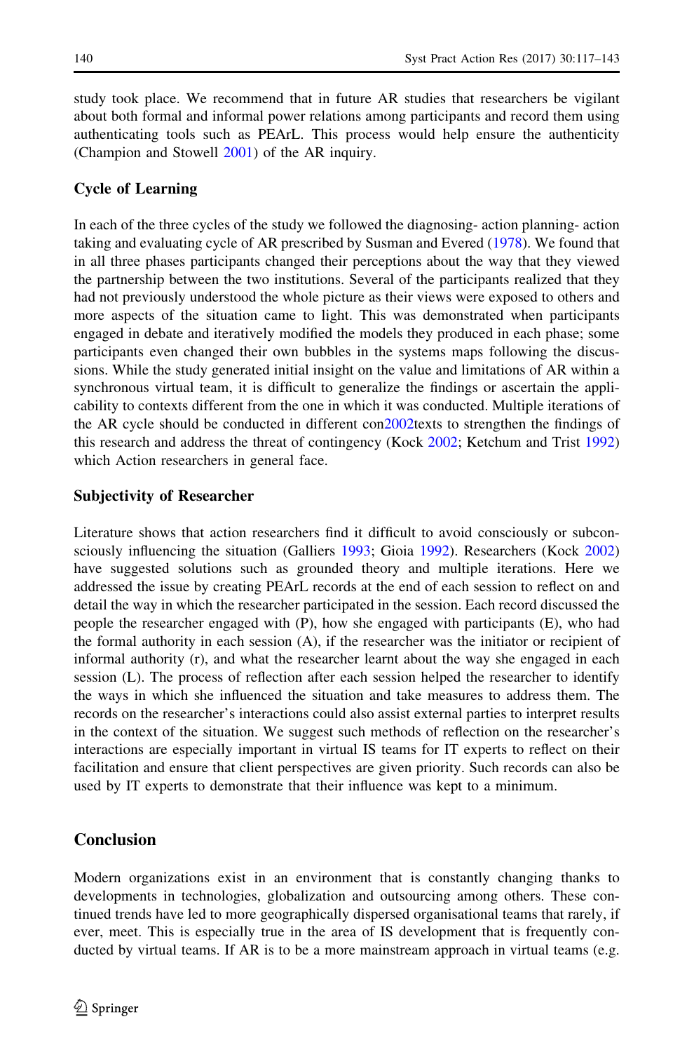study took place. We recommend that in future AR studies that researchers be vigilant about both formal and informal power relations among participants and record them using authenticating tools such as PEArL. This process would help ensure the authenticity (Champion and Stowell 2001) of the AR inquiry.

### Cycle of Learning

In each of the three cycles of the study we followed the diagnosing- action planning- action taking and evaluating cycle of AR prescribed by Susman and Evered (1978). We found that in all three phases participants changed their perceptions about the way that they viewed the partnership between the two institutions. Several of the participants realized that they had not previously understood the whole picture as their views were exposed to others and more aspects of the situation came to light. This was demonstrated when participants engaged in debate and iteratively modified the models they produced in each phase; some participants even changed their own bubbles in the systems maps following the discussions. While the study generated initial insight on the value and limitations of AR within a synchronous virtual team, it is difficult to generalize the findings or ascertain the applicability to contexts different from the one in which it was conducted. Multiple iterations of the AR cycle should be conducted in different con2002texts to strengthen the findings of this research and address the threat of contingency (Kock 2002; Ketchum and Trist 1992) which Action researchers in general face.

### Subjectivity of Researcher

Literature shows that action researchers find it difficult to avoid consciously or subconsciously influencing the situation (Galliers 1993; Gioia 1992). Researchers (Kock 2002) have suggested solutions such as grounded theory and multiple iterations. Here we addressed the issue by creating PEArL records at the end of each session to reflect on and detail the way in which the researcher participated in the session. Each record discussed the people the researcher engaged with (P), how she engaged with participants (E), who had the formal authority in each session (A), if the researcher was the initiator or recipient of informal authority (r), and what the researcher learnt about the way she engaged in each session (L). The process of reflection after each session helped the researcher to identify the ways in which she influenced the situation and take measures to address them. The records on the researcher's interactions could also assist external parties to interpret results in the context of the situation. We suggest such methods of reflection on the researcher's interactions are especially important in virtual IS teams for IT experts to reflect on their facilitation and ensure that client perspectives are given priority. Such records can also be used by IT experts to demonstrate that their influence was kept to a minimum.

## Conclusion

Modern organizations exist in an environment that is constantly changing thanks to developments in technologies, globalization and outsourcing among others. These continued trends have led to more geographically dispersed organisational teams that rarely, if ever, meet. This is especially true in the area of IS development that is frequently conducted by virtual teams. If AR is to be a more mainstream approach in virtual teams (e.g.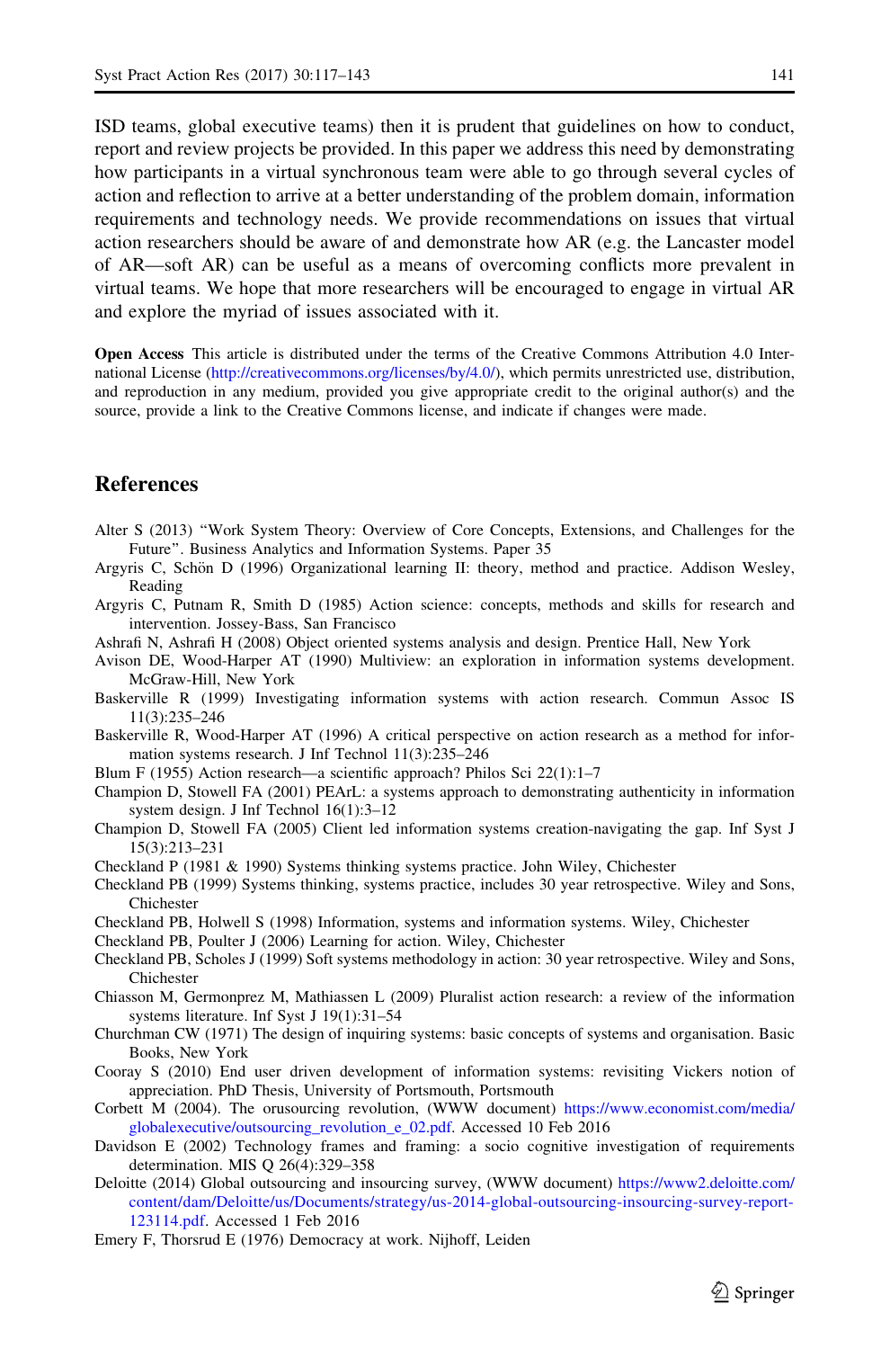ISD teams, global executive teams) then it is prudent that guidelines on how to conduct, report and review projects be provided. In this paper we address this need by demonstrating how participants in a virtual synchronous team were able to go through several cycles of action and reflection to arrive at a better understanding of the problem domain, information requirements and technology needs. We provide recommendations on issues that virtual action researchers should be aware of and demonstrate how AR (e.g. the Lancaster model of AR—soft AR) can be useful as a means of overcoming conflicts more prevalent in virtual teams. We hope that more researchers will be encouraged to engage in virtual AR and explore the myriad of issues associated with it.

**Open Access** This article is distributed under the terms of the Creative Commons Attribution 4.0 International License (http://creativecommons.org/licenses/by/4.0/), which permits unrestricted use, distribution, and reproduction in any medium, provided you give appropriate credit to the original author(s) and the source, provide a link to the Creative Commons license, and indicate if changes were made.

## References

Alter S (2013) "Work System Theory: Overview of Core Concepts, Extensions, and Challenges for the Future". Business Analytics and Information Systems. Paper 35

Argyris C, Schön D (1996) Organizational learning II: theory, method and practice. Addison Wesley, Reading

Argyris C, Putnam R, Smith D (1985) Action science: concepts, methods and skills for research and intervention. Jossey-Bass, San Francisco

Ashrafi N, Ashrafi H (2008) Object oriented systems analysis and design. Prentice Hall, New York

Avison DE, Wood-Harper AT (1990) Multiview: an exploration in information systems development. McGraw-Hill, New York

Baskerville R (1999) Investigating information systems with action research. Commun Assoc IS 11(3):235–246

Baskerville R, Wood-Harper AT (1996) A critical perspective on action research as a method for information systems research. J Inf Technol 11(3):235–246

Blum F (1955) Action research—a scientific approach? Philos Sci 22(1):1–7

Champion D, Stowell FA (2001) PEArL: a systems approach to demonstrating authenticity in information system design. J Inf Technol 16(1):3–12

Champion D, Stowell FA (2005) Client led information systems creation-navigating the gap. Inf Syst J 15(3):213–231

Checkland P (1981 & 1990) Systems thinking systems practice. John Wiley, Chichester

Checkland PB (1999) Systems thinking, systems practice, includes 30 year retrospective. Wiley and Sons, Chichester

Checkland PB, Holwell S (1998) Information, systems and information systems. Wiley, Chichester

Checkland PB, Poulter J (2006) Learning for action. Wiley, Chichester

Checkland PB, Scholes J (1999) Soft systems methodology in action: 30 year retrospective. Wiley and Sons, Chichester

Chiasson M, Germonprez M, Mathiassen L (2009) Pluralist action research: a review of the information systems literature. Inf Syst J 19(1):31–54

Churchman CW (1971) The design of inquiring systems: basic concepts of systems and organisation. Basic Books, New York

Cooray S (2010) End user driven development of information systems: revisiting Vickers notion of appreciation. PhD Thesis, University of Portsmouth, Portsmouth

Corbett M (2004). The orusourcing revolution, (WWW document) https://www.economist.com/media/globalexecutive/outsourcing_revolution_e_02.pdf. Accessed 10 Feb 2016

Davidson E (2002) Technology frames and framing: a socio cognitive investigation of requirements determination. MIS Q 26(4):329–358

Deloitte (2014) Global outsourcing and insourcing survey, (WWW document) https://www2.deloitte.com/content/dam/Deloitte/us/Documents/strategy/us-2014-global-outsourcing-insourcing-survey-report-123114.pdf. Accessed 1 Feb 2016

Emery F, Thorsrud E (1976) Democracy at work. Nijhoff, Leiden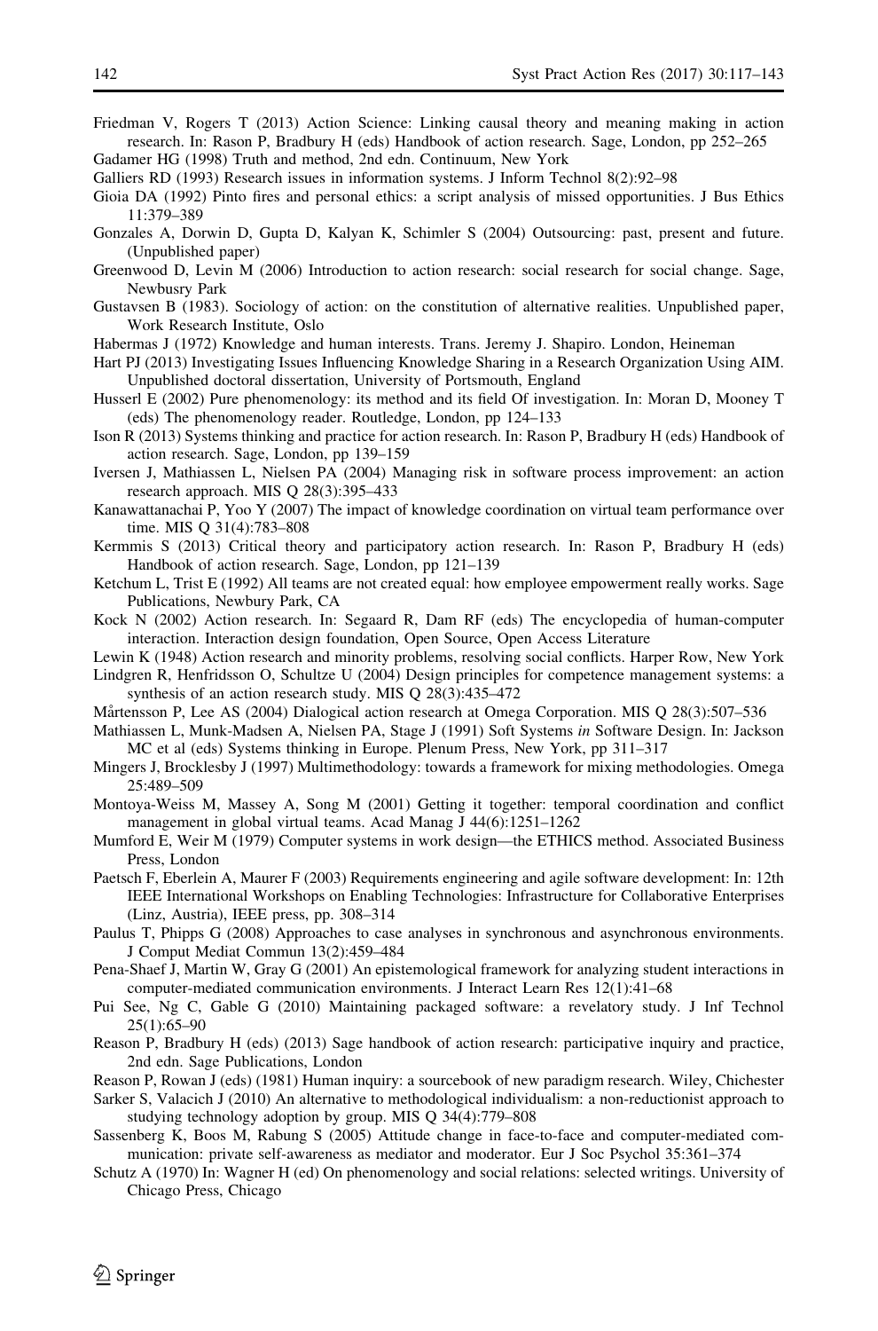Friedman V, Rogers T (2013) Action Science: Linking causal theory and meaning making in action research. In: Rason P, Bradbury H (eds) Handbook of action research. Sage, London, pp 252–265

Gadamer HG (1998) Truth and method, 2nd edn. Continuum, New York

Galliers RD (1993) Research issues in information systems. J Inform Technol 8(2):92–98

Gioia DA (1992) Pinto fires and personal ethics: a script analysis of missed opportunities. J Bus Ethics 11:379–389

Gonzales A, Dorwin D, Gupta D, Kalyan K, Schimler S (2004) Outsourcing: past, present and future. (Unpublished paper)

Greenwood D, Levin M (2006) Introduction to action research: social research for social change. Sage, Newbusry Park

Gustavsen B (1983). Sociology of action: on the constitution of alternative realities. Unpublished paper, Work Research Institute, Oslo

Habermas J (1972) Knowledge and human interests. Trans. Jeremy J. Shapiro. London, Heineman

Hart PJ (2013) Investigating Issues Influencing Knowledge Sharing in a Research Organization Using AIM. Unpublished doctoral dissertation, University of Portsmouth, England

Husserl E (2002) Pure phenomenology: its method and its field Of investigation. In: Moran D, Mooney T (eds) The phenomenology reader. Routledge, London, pp 124–133

Ison R (2013) Systems thinking and practice for action research. In: Rason P, Bradbury H (eds) Handbook of action research. Sage, London, pp 139–159

Iversen J, Mathiassen L, Nielsen PA (2004) Managing risk in software process improvement: an action research approach. MIS Q 28(3):395–433

Kanawattanachai P, Yoo Y (2007) The impact of knowledge coordination on virtual team performance over time. MIS Q 31(4):783–808

Kermmis S (2013) Critical theory and participatory action research. In: Rason P, Bradbury H (eds) Handbook of action research. Sage, London, pp 121–139

Ketchum L, Trist E (1992) All teams are not created equal: how employee empowerment really works. Sage Publications, Newbury Park, CA

Kock N (2002) Action research. In: Segaard R, Dam RF (eds) The encyclopedia of human-computer interaction. Interaction design foundation, Open Source, Open Access Literature

Lewin K (1948) Action research and minority problems, resolving social conflicts. Harper Row, New York

Lindgren R, Henfridsson O, Schultze U (2004) Design principles for competence management systems: a synthesis of an action research study. MIS Q 28(3):435–472

Mårtensson P, Lee AS (2004) Dialogical action research at Omega Corporation. MIS Q 28(3):507–536

Mathiassen L, Munk-Madsen A, Nielsen PA, Stage J (1991) Soft Systems *in* Software Design. In: Jackson MC et al (eds) Systems thinking in Europe. Plenum Press, New York, pp 311–317

Mingers J, Brocklesby J (1997) Multimethodology: towards a framework for mixing methodologies. Omega 25:489–509

Montoya-Weiss M, Massey A, Song M (2001) Getting it together: temporal coordination and conflict management in global virtual teams. Acad Manag J 44(6):1251–1262

Mumford E, Weir M (1979) Computer systems in work design—the ETHICS method. Associated Business Press, London

Paetsch F, Eberlein A, Maurer F (2003) Requirements engineering and agile software development: In: 12th IEEE International Workshops on Enabling Technologies: Infrastructure for Collaborative Enterprises (Linz, Austria), IEEE press, pp. 308–314

Paulus T, Phipps G (2008) Approaches to case analyses in synchronous and asynchronous environments. J Comput Mediat Commun 13(2):459–484

Pena-Shaef J, Martin W, Gray G (2001) An epistemological framework for analyzing student interactions in computer-mediated communication environments. J Interact Learn Res 12(1):41–68

Pui See, Ng C, Gable G (2010) Maintaining packaged software: a revelatory study. J Inf Technol 25(1):65–90

Reason P, Bradbury H (eds) (2013) Sage handbook of action research: participative inquiry and practice, 2nd edn. Sage Publications, London

Reason P, Rowan J (eds) (1981) Human inquiry: a sourcebook of new paradigm research. Wiley, Chichester

Sarker S, Valacich J (2010) An alternative to methodological individualism: a non-reductionist approach to studying technology adoption by group. MIS Q 34(4):779–808

Sassenberg K, Boos M, Rabung S (2005) Attitude change in face-to-face and computer-mediated communication: private self-awareness as mediator and moderator. Eur J Soc Psychol 35:361–374

Schutz A (1970) In: Wagner H (ed) On phenomenology and social relations: selected writings. University of Chicago Press, Chicago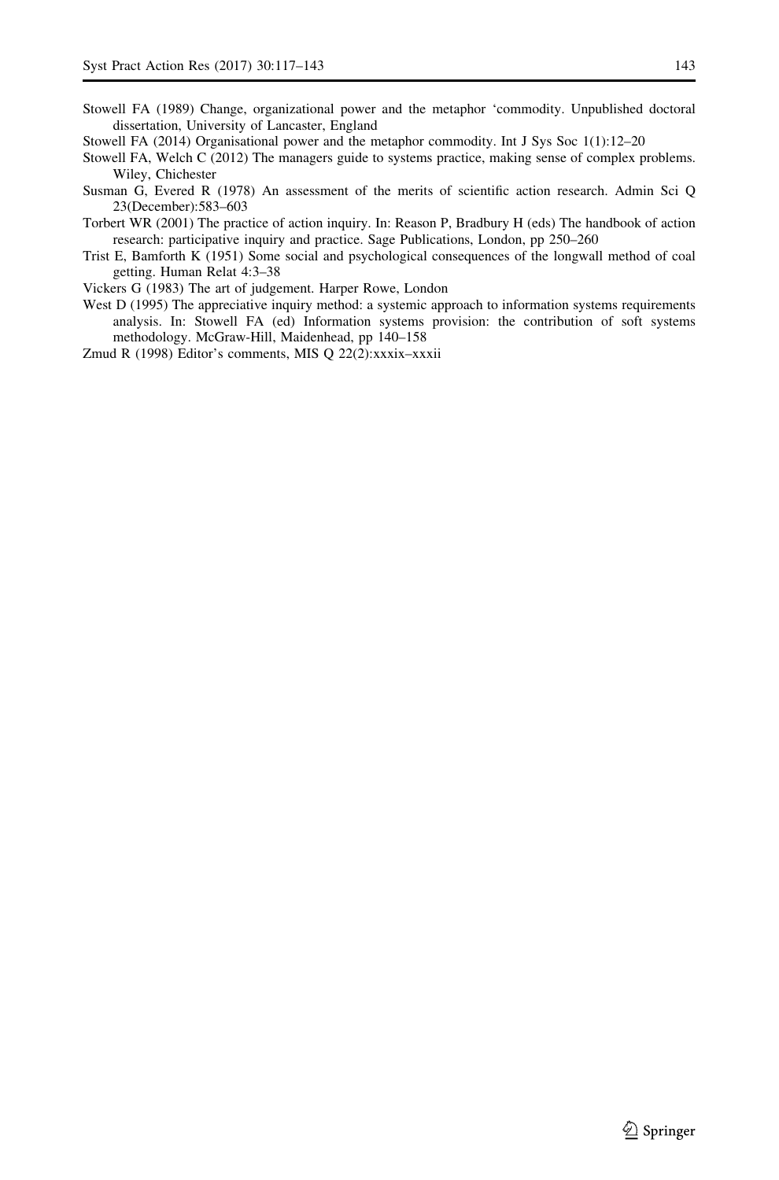Stowell FA (1989) Change, organizational power and the metaphor 'commodity. Unpublished doctoral dissertation, University of Lancaster, England

Stowell FA (2014) Organisational power and the metaphor commodity. Int J Sys Soc 1(1):12–20

Stowell FA, Welch C (2012) The managers guide to systems practice, making sense of complex problems. Wiley, Chichester

Susman G, Evered R (1978) An assessment of the merits of scientific action research. Admin Sci Q 23(December):583–603

Torbert WR (2001) The practice of action inquiry. In: Reason P, Bradbury H (eds) The handbook of action research: participative inquiry and practice. Sage Publications, London, pp 250–260

Trist E, Bamforth K (1951) Some social and psychological consequences of the longwall method of coal getting. Human Relat 4:3–38

Vickers G (1983) The art of judgement. Harper Rowe, London

West D (1995) The appreciative inquiry method: a systemic approach to information systems requirements analysis. In: Stowell FA (ed) Information systems provision: the contribution of soft systems methodology. McGraw-Hill, Maidenhead, pp 140–158

Zmud R (1998) Editor's comments, MIS Q 22(2):xxxix–xxxii